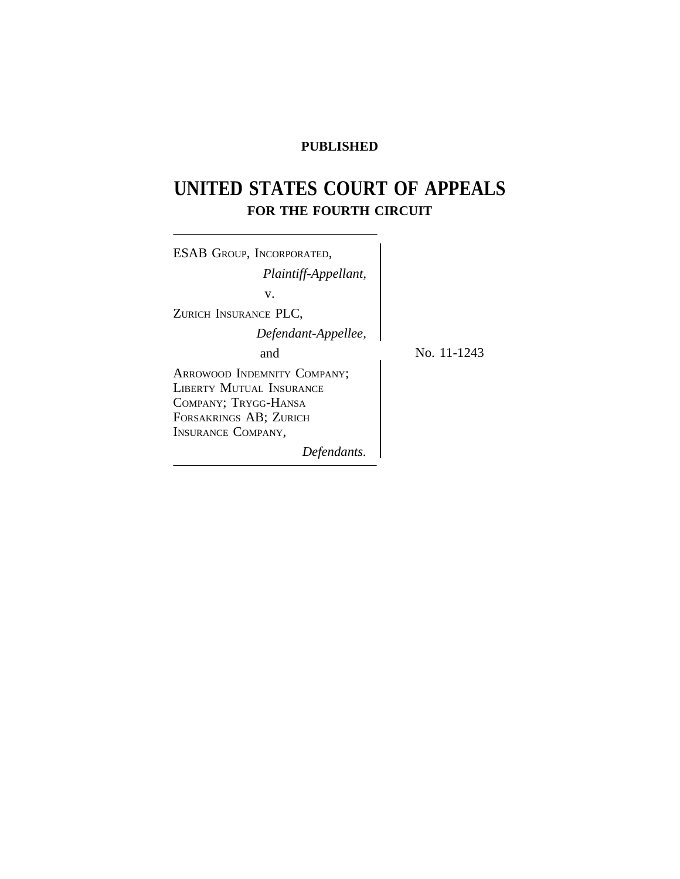**PUBLISHED**

# UNITED STATES COURT OF APPEALS

## FOR THE FOURTH CIRCUIT

ESAB GROUP, INCORPORATED,
*Plaintiff-Appellant,*

v.

ZURICH INSURANCE PLC,
*Defendant-Appellee,*

and

ARROWOOD INDEMNITY COMPANY; LIBERTY MUTUAL INSURANCE COMPANY; TRYGG-HANSA FORSAKRINGS AB; ZURICH INSURANCE COMPANY,
*Defendants.*

No. 11-1243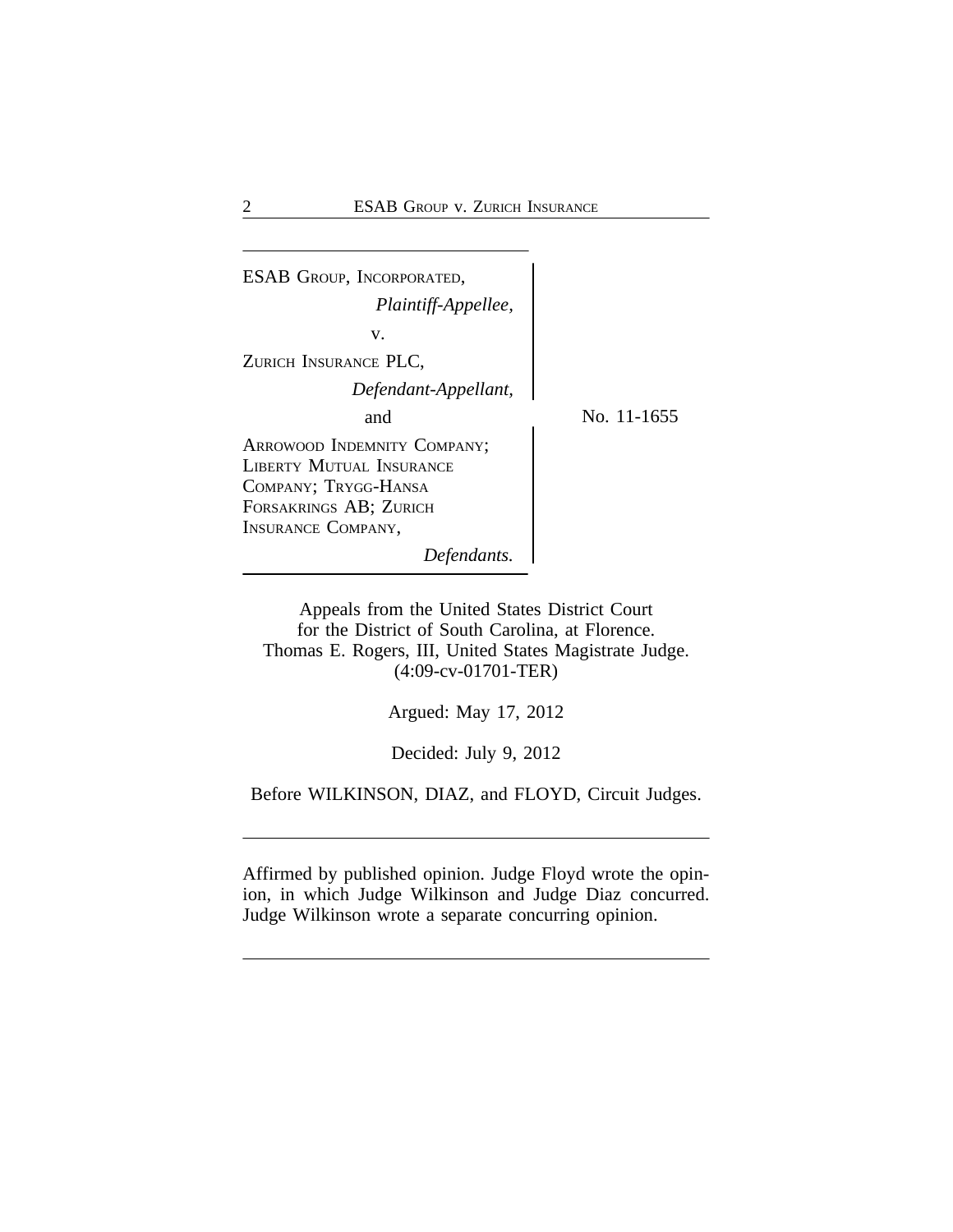ESAB GROUP, INCORPORATED,
*Plaintiff-Appellee,*

v.

ZURICH INSURANCE PLC,
*Defendant-Appellant,*

and

ARROWOOD INDEMNITY COMPANY; LIBERTY MUTUAL INSURANCE COMPANY; TRYGG-HANSA FORSAKRINGS AB; ZURICH INSURANCE COMPANY,
*Defendants.*

No. 11-1655

Appeals from the United States District Court
for the District of South Carolina, at Florence.
Thomas E. Rogers, III, United States Magistrate Judge.
(4:09-cv-01701-TER)

Argued: May 17, 2012

Decided: July 9, 2012

Before WILKINSON, DIAZ, and FLOYD, Circuit Judges.

---

Affirmed by published opinion. Judge Floyd wrote the opinion, in which Judge Wilkinson and Judge Diaz concurred. Judge Wilkinson wrote a separate concurring opinion.

---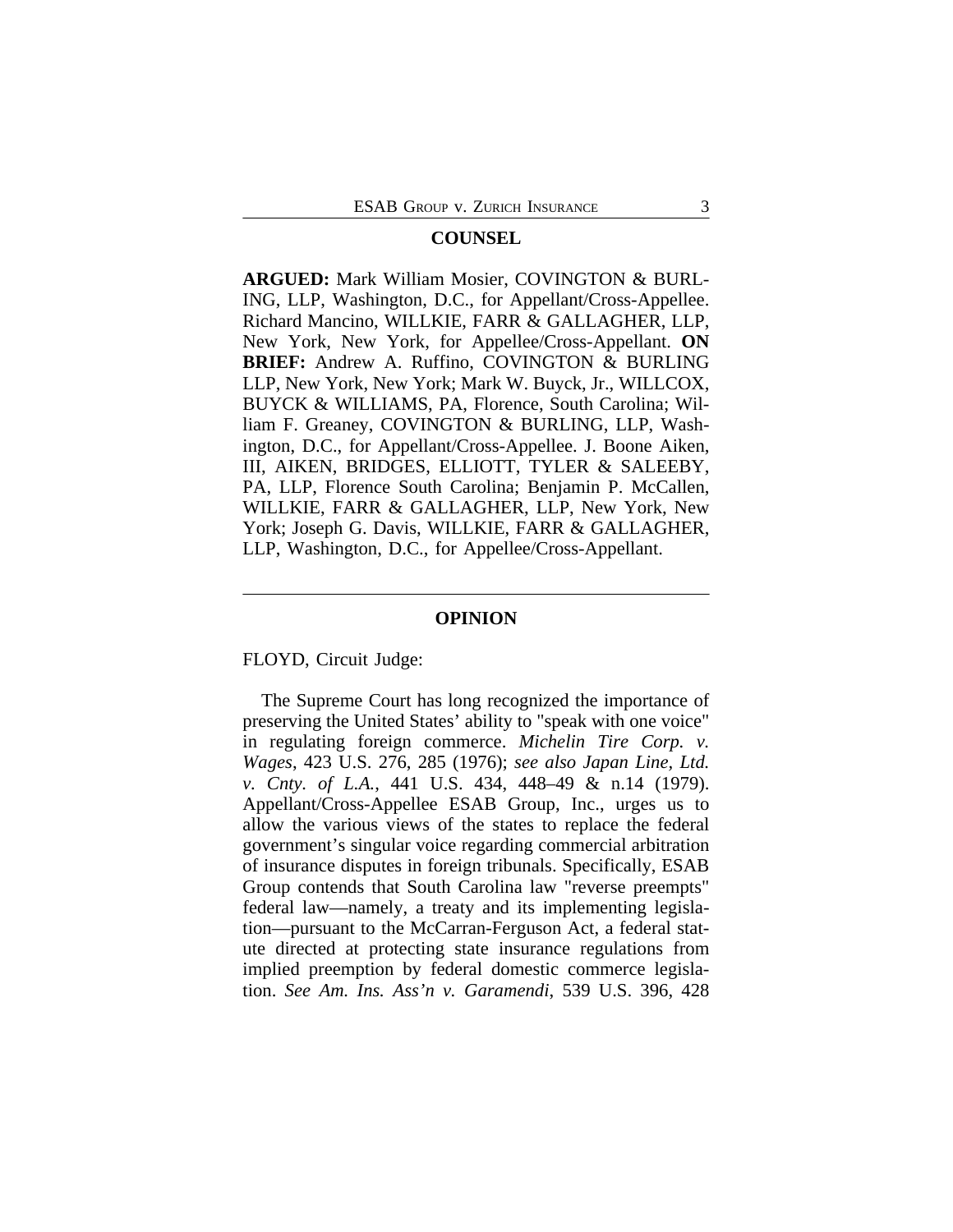## COUNSEL

**ARGUED:** Mark William Mosier, COVINGTON & BURLING, LLP, Washington, D.C., for Appellant/Cross-Appellee. Richard Mancino, WILLKIE, FARR & GALLAGHER, LLP, New York, New York, for Appellee/Cross-Appellant. **ON BRIEF:** Andrew A. Ruffino, COVINGTON & BURLING LLP, New York, New York; Mark W. Buyck, Jr., WILLCOX, BUYCK & WILLIAMS, PA, Florence, South Carolina; William F. Greaney, COVINGTON & BURLING, LLP, Washington, D.C., for Appellant/Cross-Appellee. J. Boone Aiken, III, AIKEN, BRIDGES, ELLIOTT, TYLER & SALEEBY, PA, LLP, Florence South Carolina; Benjamin P. McCallen, WILLKIE, FARR & GALLAGHER, LLP, New York, New York; Joseph G. Davis, WILLKIE, FARR & GALLAGHER, LLP, Washington, D.C., for Appellee/Cross-Appellant.

---

## OPINION

FLOYD, Circuit Judge:

The Supreme Court has long recognized the importance of preserving the United States' ability to "speak with one voice" in regulating foreign commerce. *Michelin Tire Corp. v. Wages*, 423 U.S. 276, 285 (1976); *see also Japan Line, Ltd. v. Cnty. of L.A.*, 441 U.S. 434, 448–49 & n.14 (1979). Appellant/Cross-Appellee ESAB Group, Inc., urges us to allow the various views of the states to replace the federal government's singular voice regarding commercial arbitration of insurance disputes in foreign tribunals. Specifically, ESAB Group contends that South Carolina law "reverse preempts" federal law—namely, a treaty and its implementing legislation—pursuant to the McCarran-Ferguson Act, a federal statute directed at protecting state insurance regulations from implied preemption by federal domestic commerce legislation. *See Am. Ins. Ass'n v. Garamendi*, 539 U.S. 396, 428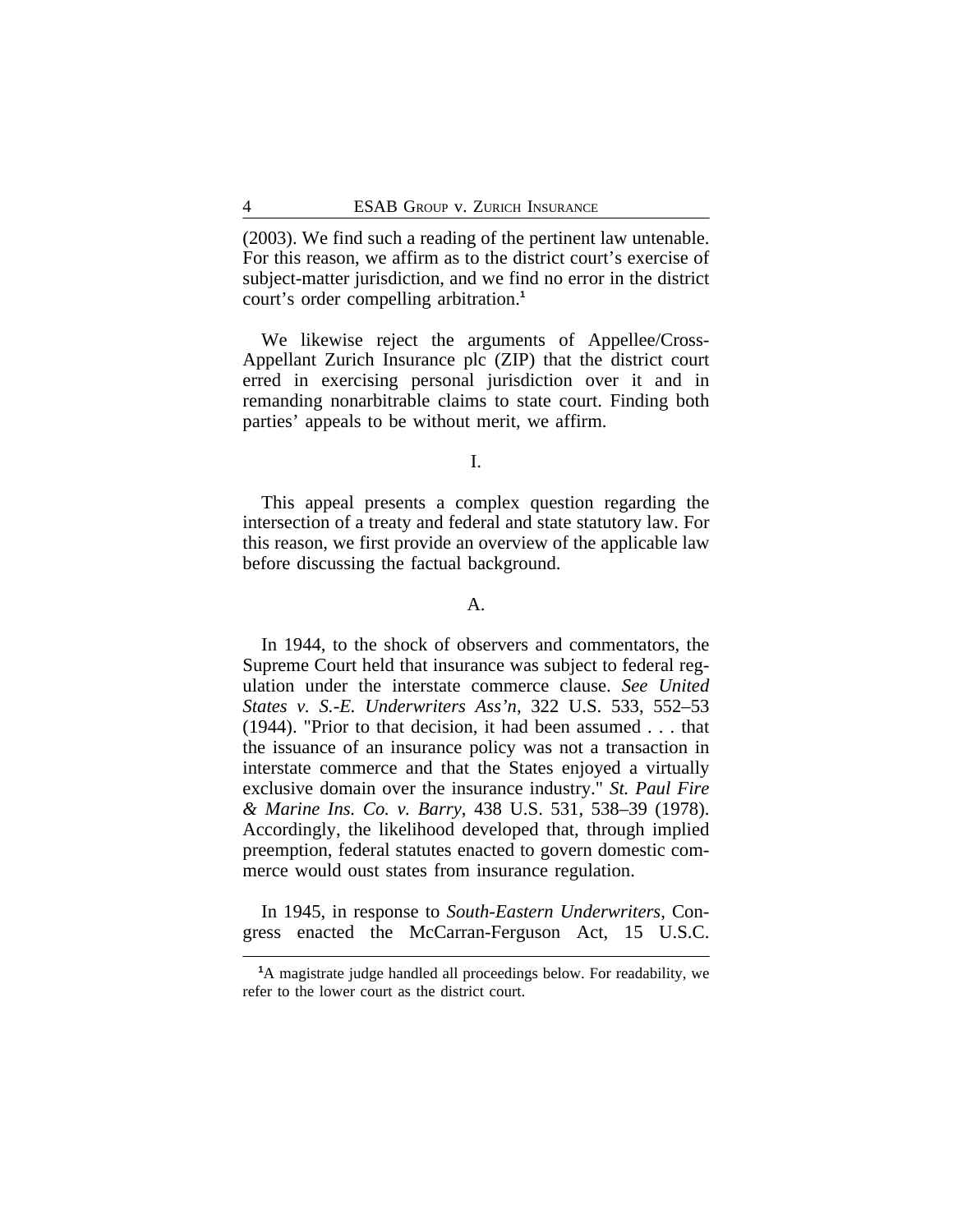(2003). We find such a reading of the pertinent law untenable. For this reason, we affirm as to the district court's exercise of subject-matter jurisdiction, and we find no error in the district court's order compelling arbitration.[1]

We likewise reject the arguments of Appellee/Cross-Appellant Zurich Insurance plc (ZIP) that the district court erred in exercising personal jurisdiction over it and in remanding nonarbitrable claims to state court. Finding both parties' appeals to be without merit, we affirm.

## I.

This appeal presents a complex question regarding the intersection of a treaty and federal and state statutory law. For this reason, we first provide an overview of the applicable law before discussing the factual background.

### A.

In 1944, to the shock of observers and commentators, the Supreme Court held that insurance was subject to federal regulation under the interstate commerce clause. *See United States v. S.-E. Underwriters Ass'n*, 322 U.S. 533, 552–53 (1944). "Prior to that decision, it had been assumed . . . that the issuance of an insurance policy was not a transaction in interstate commerce and that the States enjoyed a virtually exclusive domain over the insurance industry." *St. Paul Fire & Marine Ins. Co. v. Barry*, 438 U.S. 531, 538–39 (1978). Accordingly, the likelihood developed that, through implied preemption, federal statutes enacted to govern domestic commerce would oust states from insurance regulation.

In 1945, in response to *South-Eastern Underwriters*, Congress enacted the McCarran-Ferguson Act, 15 U.S.C.

---

[1]A magistrate judge handled all proceedings below. For readability, we refer to the lower court as the district court.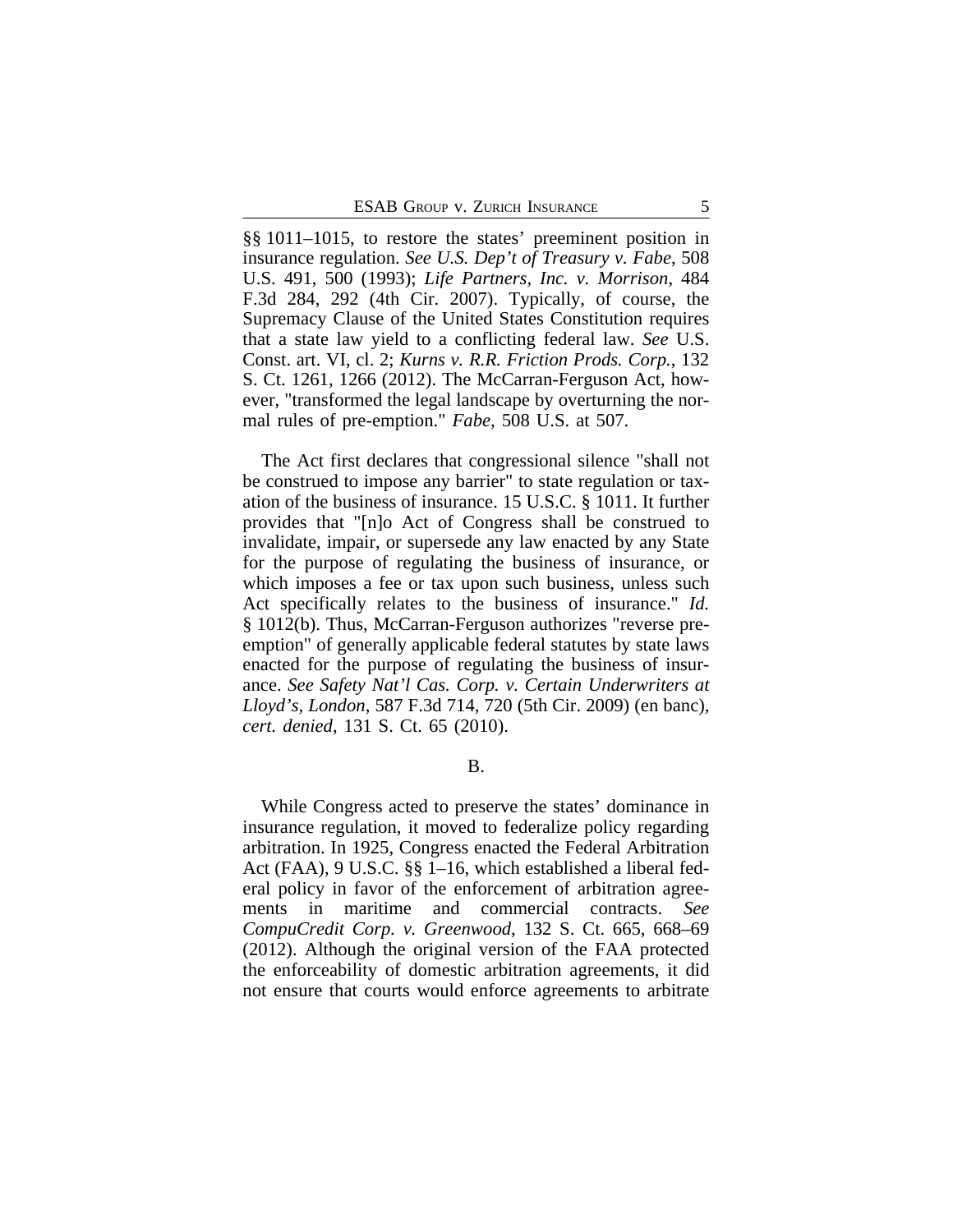§§ 1011–1015, to restore the states' preeminent position in insurance regulation. *See U.S. Dep't of Treasury v. Fabe*, 508 U.S. 491, 500 (1993); *Life Partners, Inc. v. Morrison*, 484 F.3d 284, 292 (4th Cir. 2007). Typically, of course, the Supremacy Clause of the United States Constitution requires that a state law yield to a conflicting federal law. *See* U.S. Const. art. VI, cl. 2; *Kurns v. R.R. Friction Prods. Corp.*, 132 S. Ct. 1261, 1266 (2012). The McCarran-Ferguson Act, however, "transformed the legal landscape by overturning the normal rules of pre-emption." *Fabe*, 508 U.S. at 507.

The Act first declares that congressional silence "shall not be construed to impose any barrier" to state regulation or taxation of the business of insurance. 15 U.S.C. § 1011. It further provides that "[n]o Act of Congress shall be construed to invalidate, impair, or supersede any law enacted by any State for the purpose of regulating the business of insurance, or which imposes a fee or tax upon such business, unless such Act specifically relates to the business of insurance." *Id.* § 1012(b). Thus, McCarran-Ferguson authorizes "reverse preemption" of generally applicable federal statutes by state laws enacted for the purpose of regulating the business of insurance. *See Safety Nat'l Cas. Corp. v. Certain Underwriters at Lloyd's, London*, 587 F.3d 714, 720 (5th Cir. 2009) (en banc), *cert. denied*, 131 S. Ct. 65 (2010).

### B.

While Congress acted to preserve the states' dominance in insurance regulation, it moved to federalize policy regarding arbitration. In 1925, Congress enacted the Federal Arbitration Act (FAA), 9 U.S.C. §§ 1–16, which established a liberal federal policy in favor of the enforcement of arbitration agreements in maritime and commercial contracts. *See CompuCredit Corp. v. Greenwood*, 132 S. Ct. 665, 668–69 (2012). Although the original version of the FAA protected the enforceability of domestic arbitration agreements, it did not ensure that courts would enforce agreements to arbitrate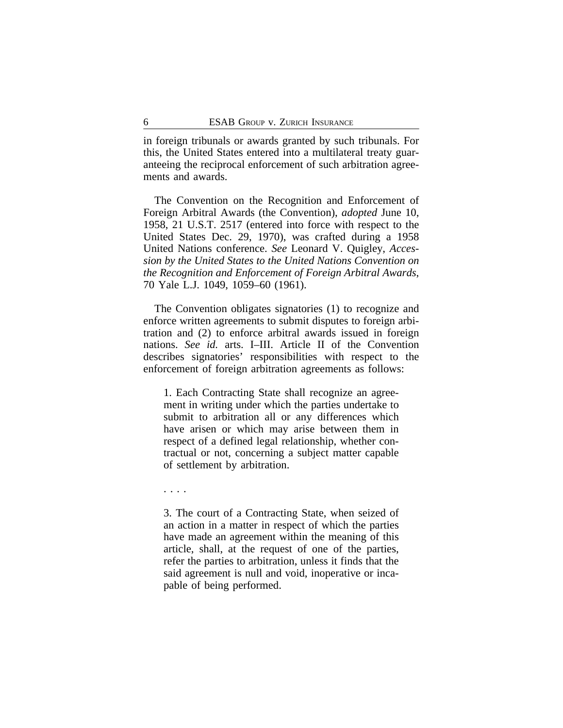in foreign tribunals or awards granted by such tribunals. For this, the United States entered into a multilateral treaty guaranteeing the reciprocal enforcement of such arbitration agreements and awards.

The Convention on the Recognition and Enforcement of Foreign Arbitral Awards (the Convention), *adopted* June 10, 1958, 21 U.S.T. 2517 (entered into force with respect to the United States Dec. 29, 1970), was crafted during a 1958 United Nations conference. *See* Leonard V. Quigley, *Accession by the United States to the United Nations Convention on the Recognition and Enforcement of Foreign Arbitral Awards*, 70 Yale L.J. 1049, 1059–60 (1961).

The Convention obligates signatories (1) to recognize and enforce written agreements to submit disputes to foreign arbitration and (2) to enforce arbitral awards issued in foreign nations. *See id.* arts. I–III. Article II of the Convention describes signatories' responsibilities with respect to the enforcement of foreign arbitration agreements as follows:

> 1. Each Contracting State shall recognize an agreement in writing under which the parties undertake to submit to arbitration all or any differences which have arisen or which may arise between them in respect of a defined legal relationship, whether contractual or not, concerning a subject matter capable of settlement by arbitration.
>
> . . . .
>
> 3. The court of a Contracting State, when seized of an action in a matter in respect of which the parties have made an agreement within the meaning of this article, shall, at the request of one of the parties, refer the parties to arbitration, unless it finds that the said agreement is null and void, inoperative or incapable of being performed.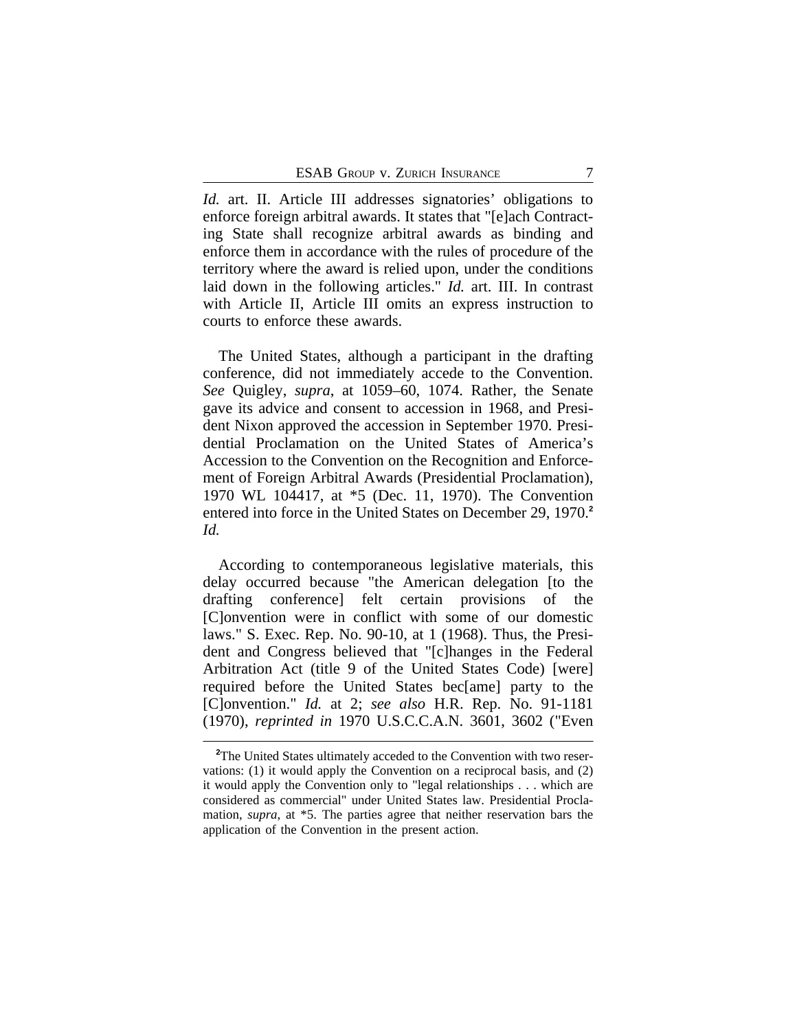*Id.* art. II. Article III addresses signatories' obligations to enforce foreign arbitral awards. It states that "[e]ach Contracting State shall recognize arbitral awards as binding and enforce them in accordance with the rules of procedure of the territory where the award is relied upon, under the conditions laid down in the following articles." *Id.* art. III. In contrast with Article II, Article III omits an express instruction to courts to enforce these awards.

The United States, although a participant in the drafting conference, did not immediately accede to the Convention. *See* Quigley, *supra*, at 1059–60, 1074. Rather, the Senate gave its advice and consent to accession in 1968, and President Nixon approved the accession in September 1970. Presidential Proclamation on the United States of America's Accession to the Convention on the Recognition and Enforcement of Foreign Arbitral Awards (Presidential Proclamation), 1970 WL 104417, at *5 (Dec. 11, 1970). The Convention entered into force in the United States on December 29, 1970.[2] *Id.*

According to contemporaneous legislative materials, this delay occurred because "the American delegation [to the drafting conference] felt certain provisions of the [C]onvention were in conflict with some of our domestic laws." S. Exec. Rep. No. 90-10, at 1 (1968). Thus, the President and Congress believed that "[c]hanges in the Federal Arbitration Act (title 9 of the United States Code) [were] required before the United States bec[ame] party to the [C]onvention." *Id.* at 2; *see also* H.R. Rep. No. 91-1181 (1970), *reprinted in* 1970 U.S.C.C.A.N. 3601, 3602 ("Even

[2]The United States ultimately acceded to the Convention with two reservations: (1) it would apply the Convention on a reciprocal basis, and (2) it would apply the Convention only to "legal relationships . . . which are considered as commercial" under United States law. Presidential Proclamation, *supra*, at *5. The parties agree that neither reservation bars the application of the Convention in the present action.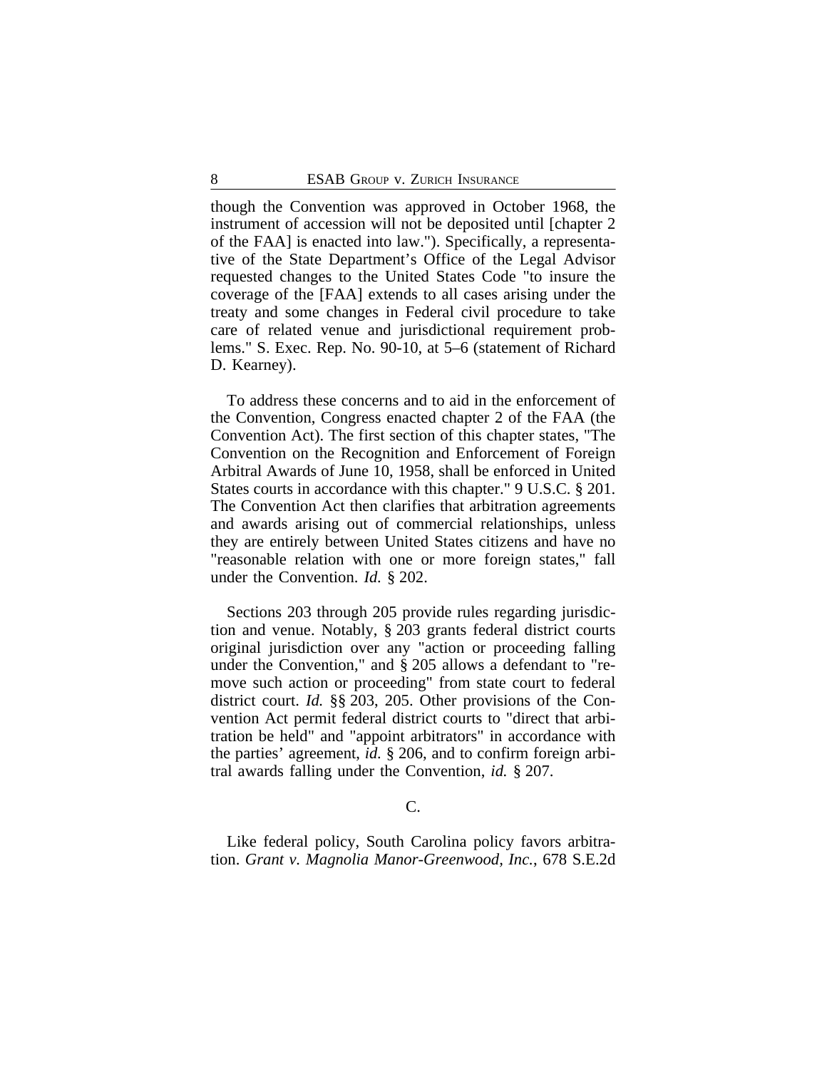though the Convention was approved in October 1968, the instrument of accession will not be deposited until [chapter 2 of the FAA] is enacted into law."). Specifically, a representative of the State Department's Office of the Legal Advisor requested changes to the United States Code "to insure the coverage of the [FAA] extends to all cases arising under the treaty and some changes in Federal civil procedure to take care of related venue and jurisdictional requirement problems." S. Exec. Rep. No. 90-10, at 5–6 (statement of Richard D. Kearney).

To address these concerns and to aid in the enforcement of the Convention, Congress enacted chapter 2 of the FAA (the Convention Act). The first section of this chapter states, "The Convention on the Recognition and Enforcement of Foreign Arbitral Awards of June 10, 1958, shall be enforced in United States courts in accordance with this chapter." 9 U.S.C. § 201. The Convention Act then clarifies that arbitration agreements and awards arising out of commercial relationships, unless they are entirely between United States citizens and have no "reasonable relation with one or more foreign states," fall under the Convention. *Id.* § 202.

Sections 203 through 205 provide rules regarding jurisdiction and venue. Notably, § 203 grants federal district courts original jurisdiction over any "action or proceeding falling under the Convention," and § 205 allows a defendant to "remove such action or proceeding" from state court to federal district court. *Id.* §§ 203, 205. Other provisions of the Convention Act permit federal district courts to "direct that arbitration be held" and "appoint arbitrators" in accordance with the parties' agreement, *id.* § 206, and to confirm foreign arbitral awards falling under the Convention, *id.* § 207.

C.

Like federal policy, South Carolina policy favors arbitration. *Grant v. Magnolia Manor-Greenwood, Inc.*, 678 S.E.2d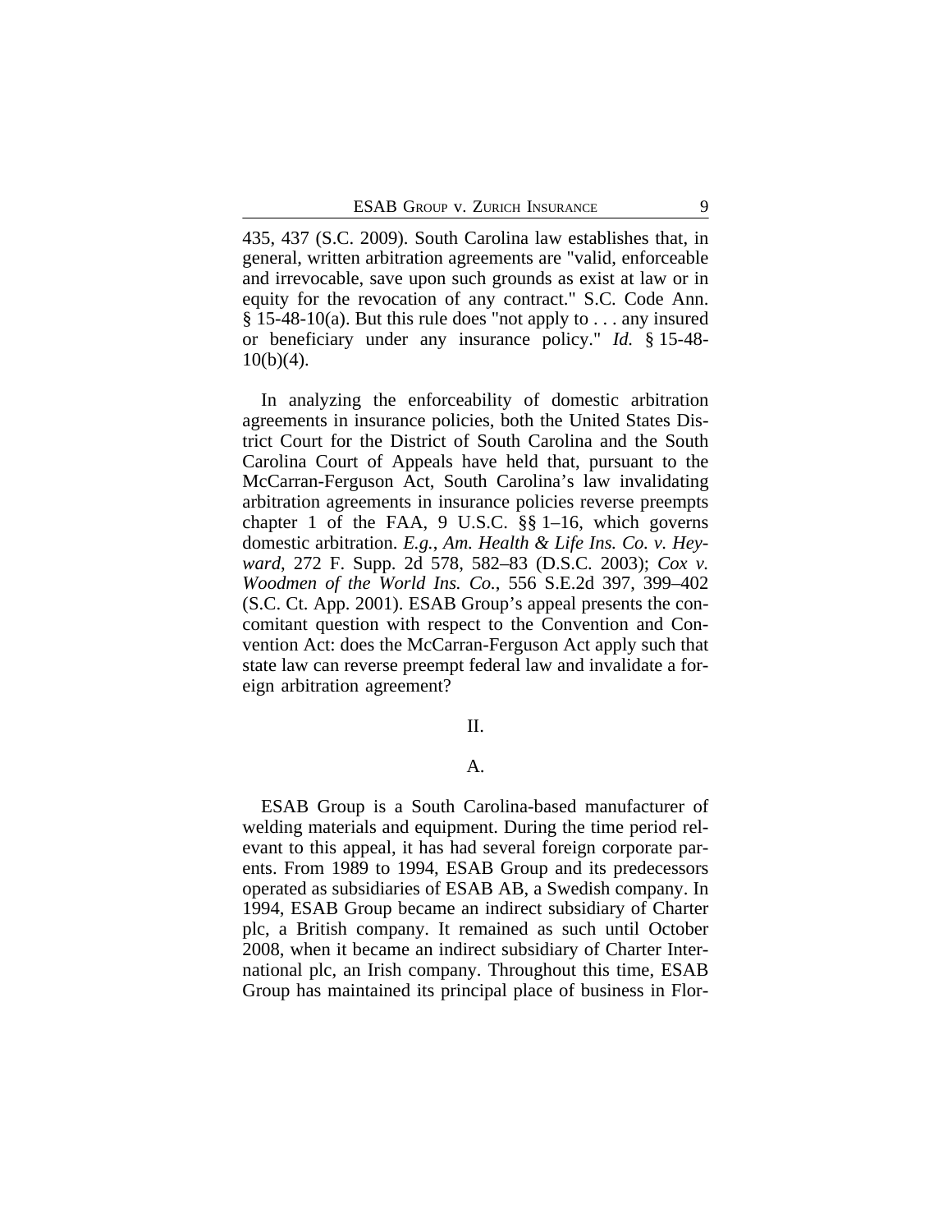435, 437 (S.C. 2009). South Carolina law establishes that, in general, written arbitration agreements are "valid, enforceable and irrevocable, save upon such grounds as exist at law or in equity for the revocation of any contract." S.C. Code Ann. § 15-48-10(a). But this rule does "not apply to . . . any insured or beneficiary under any insurance policy." *Id.* § 15-48-10(b)(4).

In analyzing the enforceability of domestic arbitration agreements in insurance policies, both the United States District Court for the District of South Carolina and the South Carolina Court of Appeals have held that, pursuant to the McCarran-Ferguson Act, South Carolina's law invalidating arbitration agreements in insurance policies reverse preempts chapter 1 of the FAA, 9 U.S.C. §§ 1–16, which governs domestic arbitration. *E.g.*, *Am. Health & Life Ins. Co. v. Heyward*, 272 F. Supp. 2d 578, 582–83 (D.S.C. 2003); *Cox v. Woodmen of the World Ins. Co.*, 556 S.E.2d 397, 399–402 (S.C. Ct. App. 2001). ESAB Group's appeal presents the concomitant question with respect to the Convention and Convention Act: does the McCarran-Ferguson Act apply such that state law can reverse preempt federal law and invalidate a foreign arbitration agreement?

## II.

### A.

ESAB Group is a South Carolina-based manufacturer of welding materials and equipment. During the time period relevant to this appeal, it has had several foreign corporate parents. From 1989 to 1994, ESAB Group and its predecessors operated as subsidiaries of ESAB AB, a Swedish company. In 1994, ESAB Group became an indirect subsidiary of Charter plc, a British company. It remained as such until October 2008, when it became an indirect subsidiary of Charter International plc, an Irish company. Throughout this time, ESAB Group has maintained its principal place of business in Flor-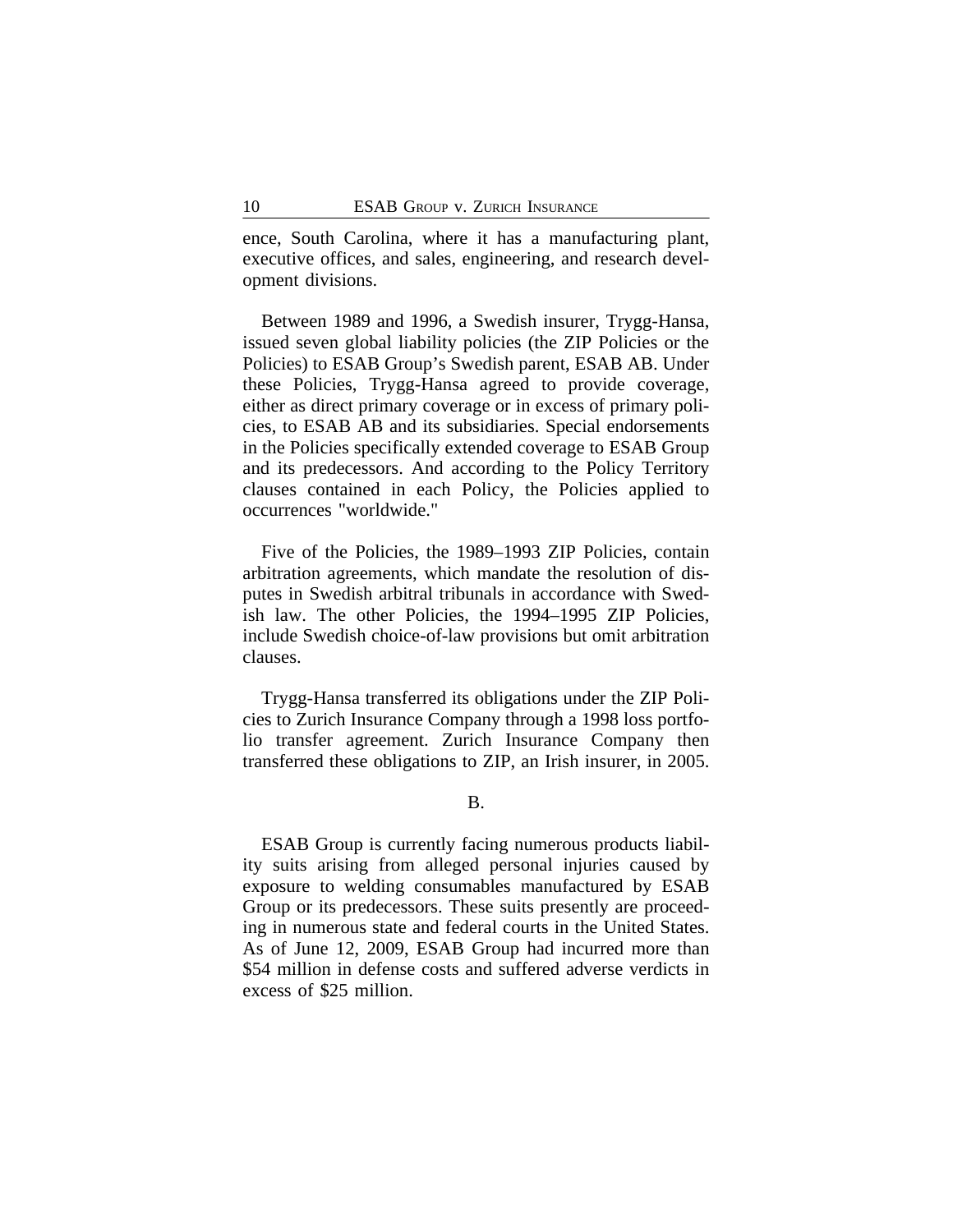ence, South Carolina, where it has a manufacturing plant, executive offices, and sales, engineering, and research development divisions.

Between 1989 and 1996, a Swedish insurer, Trygg-Hansa, issued seven global liability policies (the ZIP Policies or the Policies) to ESAB Group's Swedish parent, ESAB AB. Under these Policies, Trygg-Hansa agreed to provide coverage, either as direct primary coverage or in excess of primary policies, to ESAB AB and its subsidiaries. Special endorsements in the Policies specifically extended coverage to ESAB Group and its predecessors. And according to the Policy Territory clauses contained in each Policy, the Policies applied to occurrences "worldwide."

Five of the Policies, the 1989–1993 ZIP Policies, contain arbitration agreements, which mandate the resolution of disputes in Swedish arbitral tribunals in accordance with Swedish law. The other Policies, the 1994–1995 ZIP Policies, include Swedish choice-of-law provisions but omit arbitration clauses.

Trygg-Hansa transferred its obligations under the ZIP Policies to Zurich Insurance Company through a 1998 loss portfolio transfer agreement. Zurich Insurance Company then transferred these obligations to ZIP, an Irish insurer, in 2005.

B.

ESAB Group is currently facing numerous products liability suits arising from alleged personal injuries caused by exposure to welding consumables manufactured by ESAB Group or its predecessors. These suits presently are proceeding in numerous state and federal courts in the United States. As of June 12, 2009, ESAB Group had incurred more than $54 million in defense costs and suffered adverse verdicts in excess of $25 million.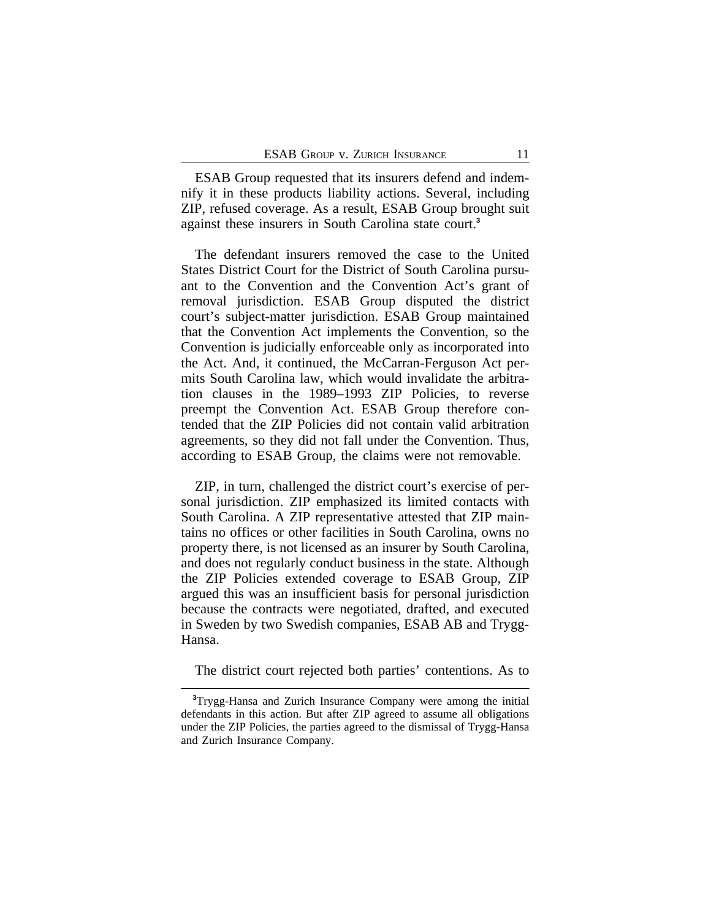ESAB Group requested that its insurers defend and indemnify it in these products liability actions. Several, including ZIP, refused coverage. As a result, ESAB Group brought suit against these insurers in South Carolina state court.[3]

The defendant insurers removed the case to the United States District Court for the District of South Carolina pursuant to the Convention and the Convention Act's grant of removal jurisdiction. ESAB Group disputed the district court's subject-matter jurisdiction. ESAB Group maintained that the Convention Act implements the Convention, so the Convention is judicially enforceable only as incorporated into the Act. And, it continued, the McCarran-Ferguson Act permits South Carolina law, which would invalidate the arbitration clauses in the 1989–1993 ZIP Policies, to reverse preempt the Convention Act. ESAB Group therefore contended that the ZIP Policies did not contain valid arbitration agreements, so they did not fall under the Convention. Thus, according to ESAB Group, the claims were not removable.

ZIP, in turn, challenged the district court's exercise of personal jurisdiction. ZIP emphasized its limited contacts with South Carolina. A ZIP representative attested that ZIP maintains no offices or other facilities in South Carolina, owns no property there, is not licensed as an insurer by South Carolina, and does not regularly conduct business in the state. Although the ZIP Policies extended coverage to ESAB Group, ZIP argued this was an insufficient basis for personal jurisdiction because the contracts were negotiated, drafted, and executed in Sweden by two Swedish companies, ESAB AB and Trygg-Hansa.

The district court rejected both parties' contentions. As to

[3] Trygg-Hansa and Zurich Insurance Company were among the initial defendants in this action. But after ZIP agreed to assume all obligations under the ZIP Policies, the parties agreed to the dismissal of Trygg-Hansa and Zurich Insurance Company.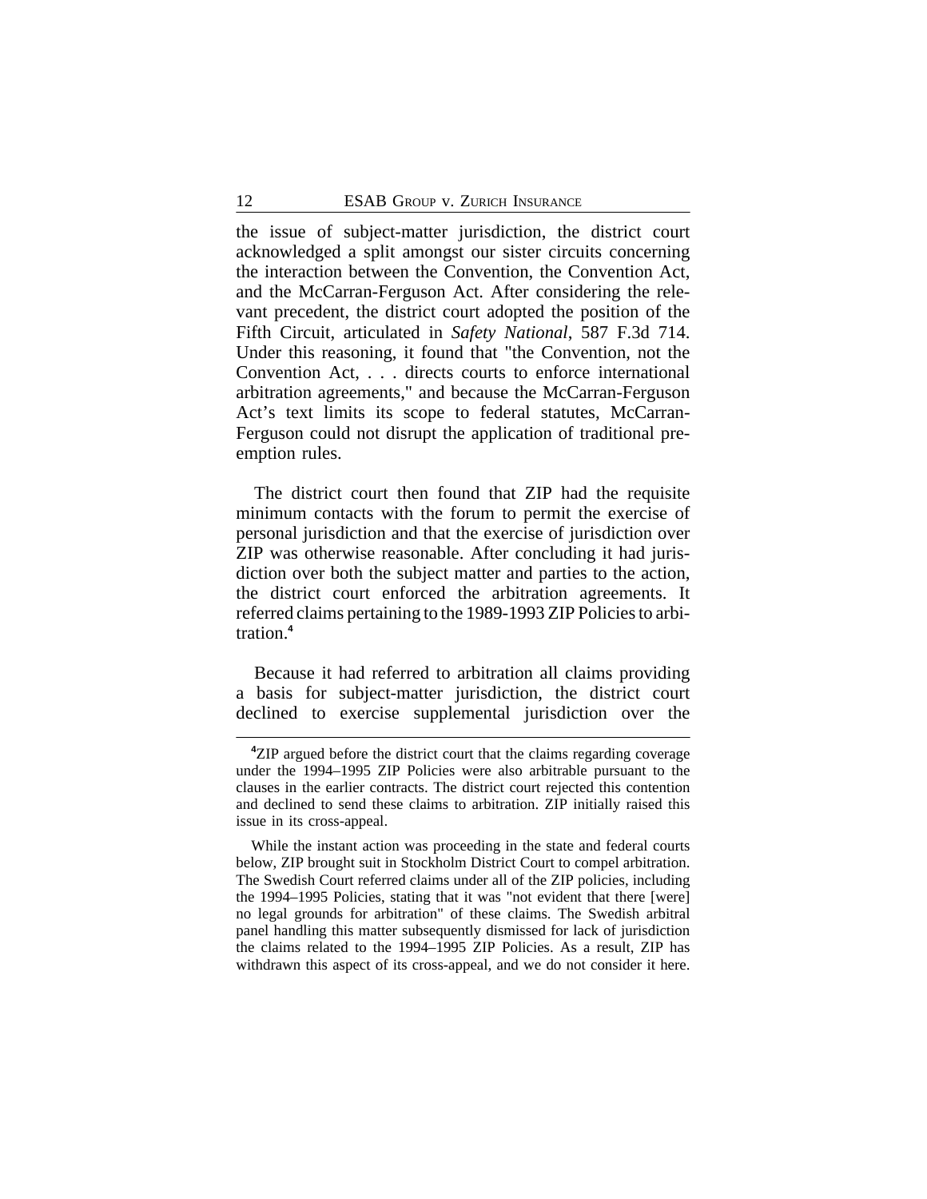the issue of subject-matter jurisdiction, the district court acknowledged a split amongst our sister circuits concerning the interaction between the Convention, the Convention Act, and the McCarran-Ferguson Act. After considering the relevant precedent, the district court adopted the position of the Fifth Circuit, articulated in *Safety National*, 587 F.3d 714. Under this reasoning, it found that "the Convention, not the Convention Act, . . . directs courts to enforce international arbitration agreements," and because the McCarran-Ferguson Act's text limits its scope to federal statutes, McCarran-Ferguson could not disrupt the application of traditional preemption rules.

The district court then found that ZIP had the requisite minimum contacts with the forum to permit the exercise of personal jurisdiction and that the exercise of jurisdiction over ZIP was otherwise reasonable. After concluding it had jurisdiction over both the subject matter and parties to the action, the district court enforced the arbitration agreements. It referred claims pertaining to the 1989-1993 ZIP Policies to arbitration.[4]

Because it had referred to arbitration all claims providing a basis for subject-matter jurisdiction, the district court declined to exercise supplemental jurisdiction over the

---

[4]ZIP argued before the district court that the claims regarding coverage under the 1994–1995 ZIP Policies were also arbitrable pursuant to the clauses in the earlier contracts. The district court rejected this contention and declined to send these claims to arbitration. ZIP initially raised this issue in its cross-appeal.

While the instant action was proceeding in the state and federal courts below, ZIP brought suit in Stockholm District Court to compel arbitration. The Swedish Court referred claims under all of the ZIP policies, including the 1994–1995 Policies, stating that it was "not evident that there [were] no legal grounds for arbitration" of these claims. The Swedish arbitral panel handling this matter subsequently dismissed for lack of jurisdiction the claims related to the 1994–1995 ZIP Policies. As a result, ZIP has withdrawn this aspect of its cross-appeal, and we do not consider it here.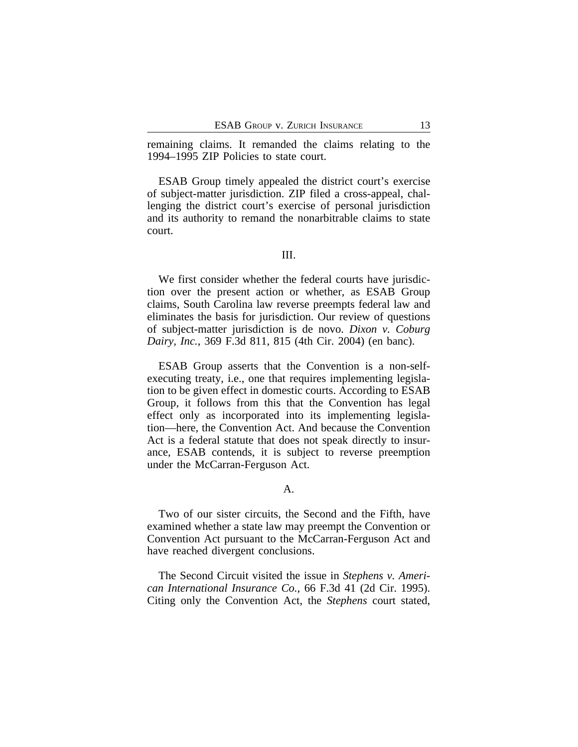remaining claims. It remanded the claims relating to the 1994–1995 ZIP Policies to state court.

ESAB Group timely appealed the district court's exercise of subject-matter jurisdiction. ZIP filed a cross-appeal, challenging the district court's exercise of personal jurisdiction and its authority to remand the nonarbitrable claims to state court.

## III.

We first consider whether the federal courts have jurisdiction over the present action or whether, as ESAB Group claims, South Carolina law reverse preempts federal law and eliminates the basis for jurisdiction. Our review of questions of subject-matter jurisdiction is de novo. *Dixon v. Coburg Dairy, Inc.*, 369 F.3d 811, 815 (4th Cir. 2004) (en banc).

ESAB Group asserts that the Convention is a non-self-executing treaty, i.e., one that requires implementing legislation to be given effect in domestic courts. According to ESAB Group, it follows from this that the Convention has legal effect only as incorporated into its implementing legislation—here, the Convention Act. And because the Convention Act is a federal statute that does not speak directly to insurance, ESAB contends, it is subject to reverse preemption under the McCarran-Ferguson Act.

### A.

Two of our sister circuits, the Second and the Fifth, have examined whether a state law may preempt the Convention or Convention Act pursuant to the McCarran-Ferguson Act and have reached divergent conclusions.

The Second Circuit visited the issue in *Stephens v. American International Insurance Co.*, 66 F.3d 41 (2d Cir. 1995). Citing only the Convention Act, the *Stephens* court stated,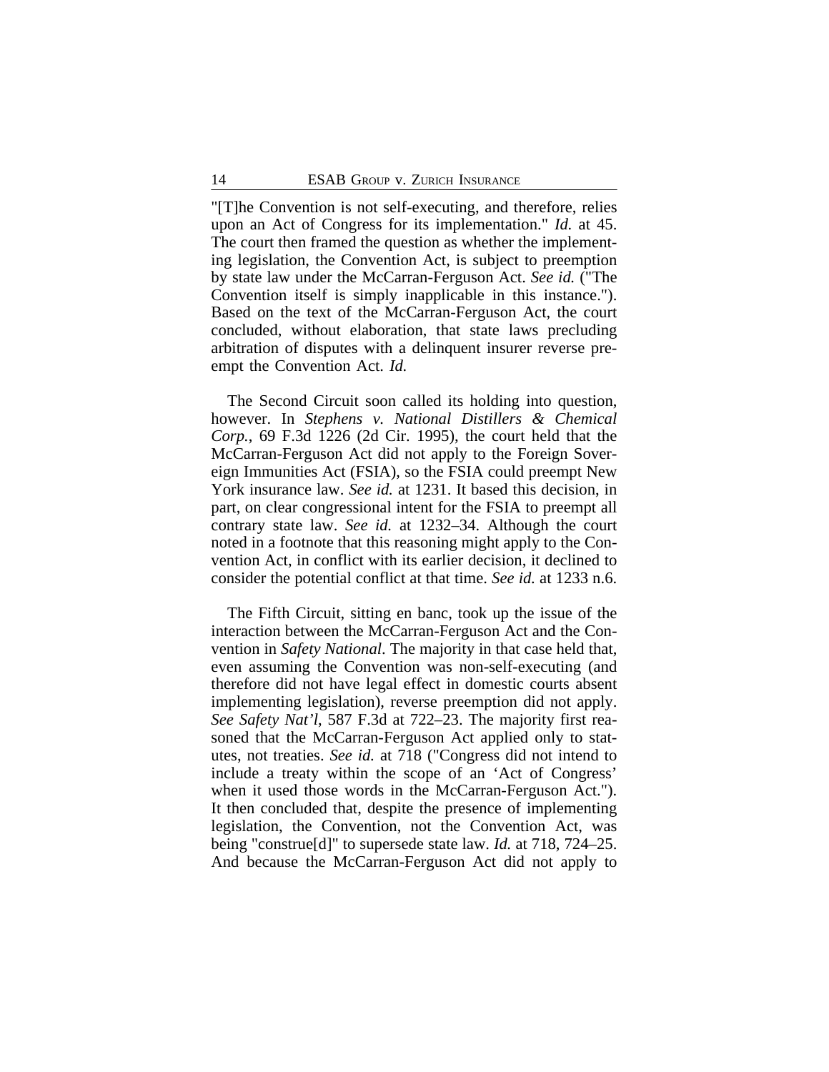"[T]he Convention is not self-executing, and therefore, relies upon an Act of Congress for its implementation." *Id.* at 45. The court then framed the question as whether the implementing legislation, the Convention Act, is subject to preemption by state law under the McCarran-Ferguson Act. *See id.* ("The Convention itself is simply inapplicable in this instance."). Based on the text of the McCarran-Ferguson Act, the court concluded, without elaboration, that state laws precluding arbitration of disputes with a delinquent insurer reverse preempt the Convention Act. *Id.*

The Second Circuit soon called its holding into question, however. In *Stephens v. National Distillers & Chemical Corp.*, 69 F.3d 1226 (2d Cir. 1995), the court held that the McCarran-Ferguson Act did not apply to the Foreign Sovereign Immunities Act (FSIA), so the FSIA could preempt New York insurance law. *See id.* at 1231. It based this decision, in part, on clear congressional intent for the FSIA to preempt all contrary state law. *See id.* at 1232–34. Although the court noted in a footnote that this reasoning might apply to the Convention Act, in conflict with its earlier decision, it declined to consider the potential conflict at that time. *See id.* at 1233 n.6.

The Fifth Circuit, sitting en banc, took up the issue of the interaction between the McCarran-Ferguson Act and the Convention in *Safety National*. The majority in that case held that, even assuming the Convention was non-self-executing (and therefore did not have legal effect in domestic courts absent implementing legislation), reverse preemption did not apply. *See Safety Nat'l*, 587 F.3d at 722–23. The majority first reasoned that the McCarran-Ferguson Act applied only to statutes, not treaties. *See id.* at 718 ("Congress did not intend to include a treaty within the scope of an 'Act of Congress' when it used those words in the McCarran-Ferguson Act."). It then concluded that, despite the presence of implementing legislation, the Convention, not the Convention Act, was being "construe[d]" to supersede state law. *Id.* at 718, 724–25. And because the McCarran-Ferguson Act did not apply to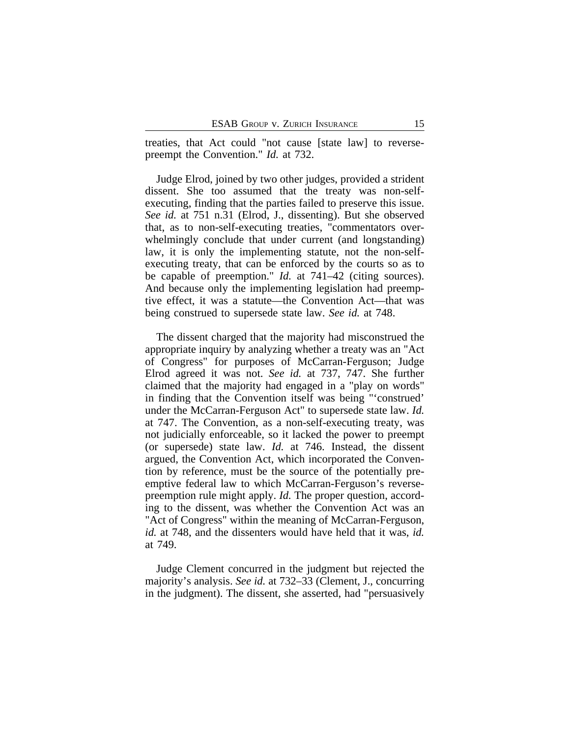treaties, that Act could "not cause [state law] to reverse-preempt the Convention." *Id.* at 732.

Judge Elrod, joined by two other judges, provided a strident dissent. She too assumed that the treaty was non-self-executing, finding that the parties failed to preserve this issue. *See id.* at 751 n.31 (Elrod, J., dissenting). But she observed that, as to non-self-executing treaties, "commentators overwhelmingly conclude that under current (and longstanding) law, it is only the implementing statute, not the non-self-executing treaty, that can be enforced by the courts so as to be capable of preemption." *Id.* at 741–42 (citing sources). And because only the implementing legislation had preemptive effect, it was a statute—the Convention Act—that was being construed to supersede state law. *See id.* at 748.

The dissent charged that the majority had misconstrued the appropriate inquiry by analyzing whether a treaty was an "Act of Congress" for purposes of McCarran-Ferguson; Judge Elrod agreed it was not. *See id.* at 737, 747. She further claimed that the majority had engaged in a "play on words" in finding that the Convention itself was being "'construed' under the McCarran-Ferguson Act" to supersede state law. *Id.* at 747. The Convention, as a non-self-executing treaty, was not judicially enforceable, so it lacked the power to preempt (or supersede) state law. *Id.* at 746. Instead, the dissent argued, the Convention Act, which incorporated the Convention by reference, must be the source of the potentially preemptive federal law to which McCarran-Ferguson's reverse-preemption rule might apply. *Id.* The proper question, according to the dissent, was whether the Convention Act was an "Act of Congress" within the meaning of McCarran-Ferguson, *id.* at 748, and the dissenters would have held that it was, *id.* at 749.

Judge Clement concurred in the judgment but rejected the majority's analysis. *See id.* at 732–33 (Clement, J., concurring in the judgment). The dissent, she asserted, had "persuasively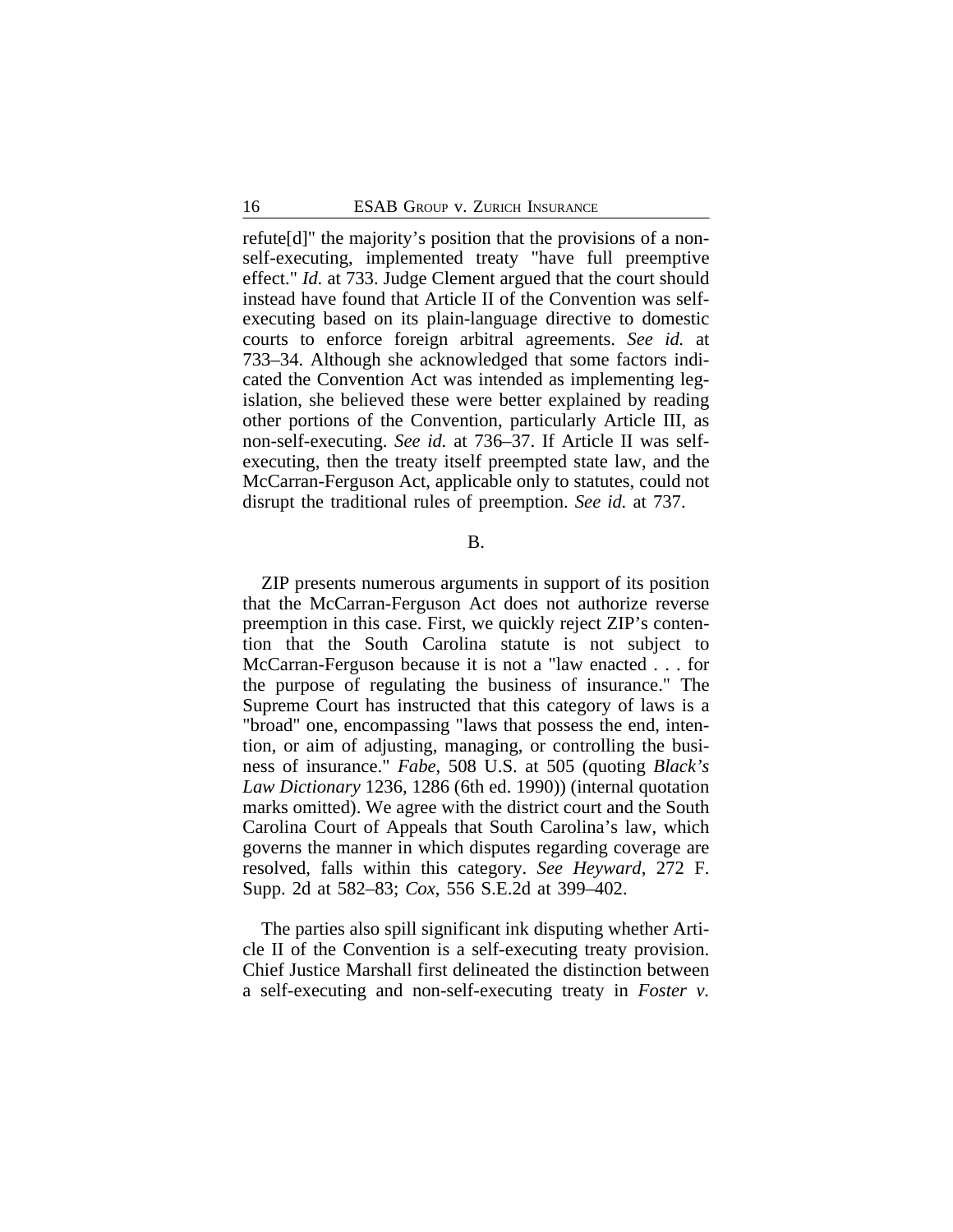refute[d]" the majority's position that the provisions of a non-self-executing, implemented treaty "have full preemptive effect." *Id.* at 733. Judge Clement argued that the court should instead have found that Article II of the Convention was self-executing based on its plain-language directive to domestic courts to enforce foreign arbitral agreements. *See id.* at 733–34. Although she acknowledged that some factors indicated the Convention Act was intended as implementing legislation, she believed these were better explained by reading other portions of the Convention, particularly Article III, as non-self-executing. *See id.* at 736–37. If Article II was self-executing, then the treaty itself preempted state law, and the McCarran-Ferguson Act, applicable only to statutes, could not disrupt the traditional rules of preemption. *See id.* at 737.

B.

ZIP presents numerous arguments in support of its position that the McCarran-Ferguson Act does not authorize reverse preemption in this case. First, we quickly reject ZIP's contention that the South Carolina statute is not subject to McCarran-Ferguson because it is not a "law enacted . . . for the purpose of regulating the business of insurance." The Supreme Court has instructed that this category of laws is a "broad" one, encompassing "laws that possess the end, intention, or aim of adjusting, managing, or controlling the business of insurance." *Fabe*, 508 U.S. at 505 (quoting *Black's Law Dictionary* 1236, 1286 (6th ed. 1990)) (internal quotation marks omitted). We agree with the district court and the South Carolina Court of Appeals that South Carolina's law, which governs the manner in which disputes regarding coverage are resolved, falls within this category. *See Heyward*, 272 F. Supp. 2d at 582–83; *Cox*, 556 S.E.2d at 399–402.

The parties also spill significant ink disputing whether Article II of the Convention is a self-executing treaty provision. Chief Justice Marshall first delineated the distinction between a self-executing and non-self-executing treaty in *Foster v.*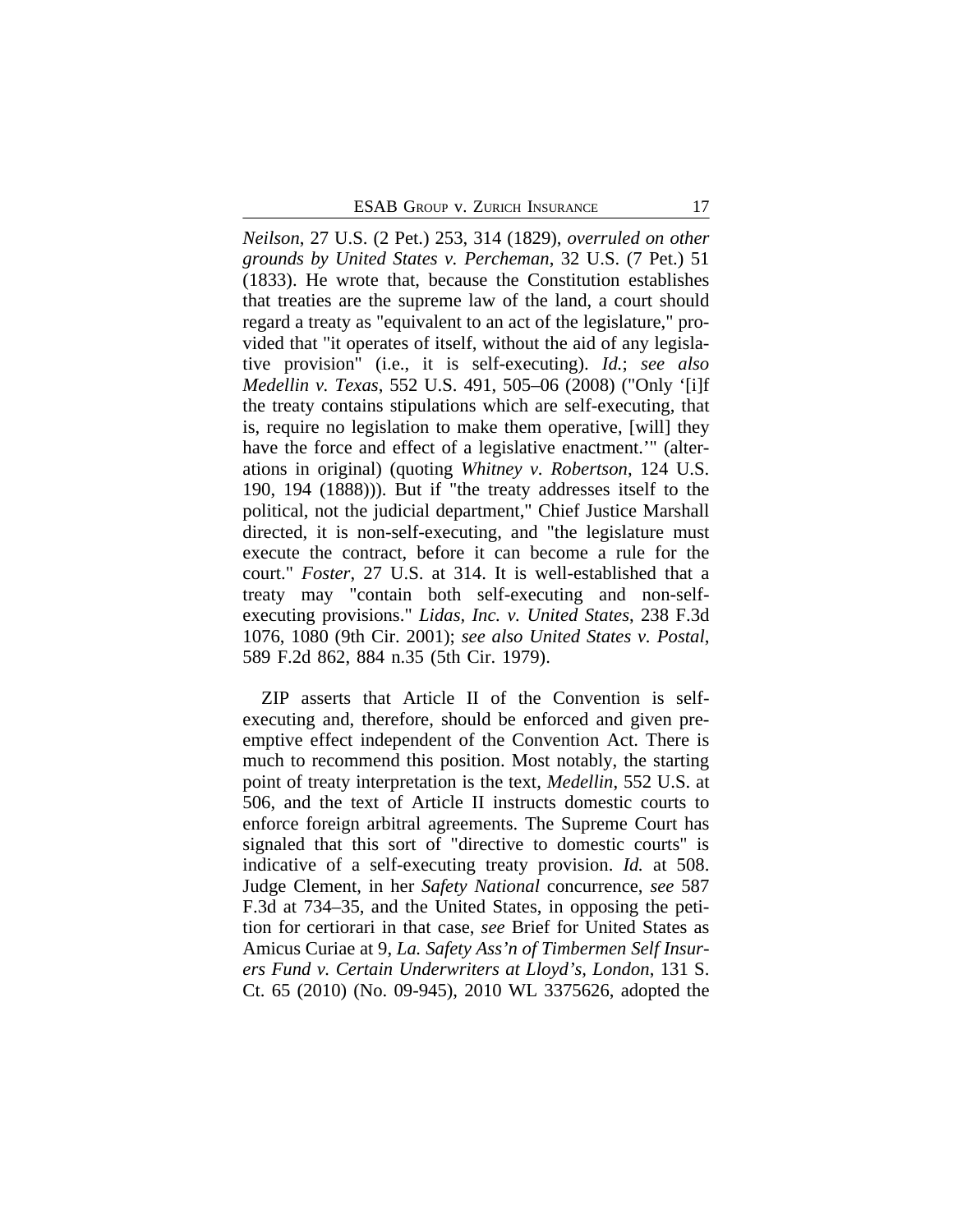*Neilson*, 27 U.S. (2 Pet.) 253, 314 (1829), *overruled on other grounds by United States v. Percheman*, 32 U.S. (7 Pet.) 51 (1833). He wrote that, because the Constitution establishes that treaties are the supreme law of the land, a court should regard a treaty as "equivalent to an act of the legislature," provided that "it operates of itself, without the aid of any legislative provision" (i.e., it is self-executing). *Id.*; *see also Medellin v. Texas*, 552 U.S. 491, 505–06 (2008) ("Only '[i]f the treaty contains stipulations which are self-executing, that is, require no legislation to make them operative, [will] they have the force and effect of a legislative enactment.'" (alterations in original) (quoting *Whitney v. Robertson*, 124 U.S. 190, 194 (1888))). But if "the treaty addresses itself to the political, not the judicial department," Chief Justice Marshall directed, it is non-self-executing, and "the legislature must execute the contract, before it can become a rule for the court." *Foster*, 27 U.S. at 314. It is well-established that a treaty may "contain both self-executing and non-self-executing provisions." *Lidas, Inc. v. United States*, 238 F.3d 1076, 1080 (9th Cir. 2001); *see also United States v. Postal*, 589 F.2d 862, 884 n.35 (5th Cir. 1979).

ZIP asserts that Article II of the Convention is self-executing and, therefore, should be enforced and given preemptive effect independent of the Convention Act. There is much to recommend this position. Most notably, the starting point of treaty interpretation is the text, *Medellin*, 552 U.S. at 506, and the text of Article II instructs domestic courts to enforce foreign arbitral agreements. The Supreme Court has signaled that this sort of "directive to domestic courts" is indicative of a self-executing treaty provision. *Id.* at 508. Judge Clement, in her *Safety National* concurrence, *see* 587 F.3d at 734–35, and the United States, in opposing the petition for certiorari in that case, *see* Brief for United States as Amicus Curiae at 9, *La. Safety Ass'n of Timbermen Self Insurers Fund v. Certain Underwriters at Lloyd's, London*, 131 S. Ct. 65 (2010) (No. 09-945), 2010 WL 3375626, adopted the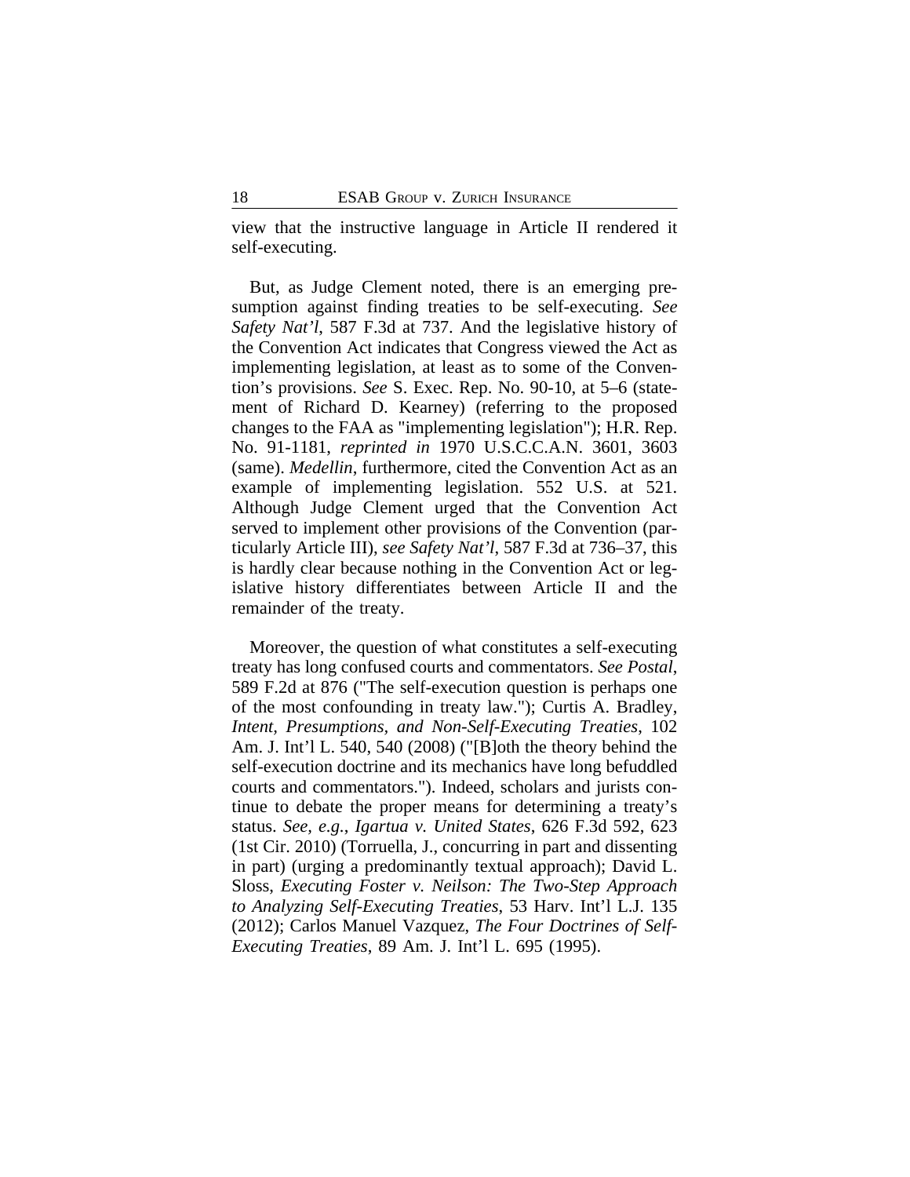view that the instructive language in Article II rendered it self-executing.

But, as Judge Clement noted, there is an emerging presumption against finding treaties to be self-executing. *See Safety Nat'l*, 587 F.3d at 737. And the legislative history of the Convention Act indicates that Congress viewed the Act as implementing legislation, at least as to some of the Convention's provisions. *See* S. Exec. Rep. No. 90-10, at 5–6 (statement of Richard D. Kearney) (referring to the proposed changes to the FAA as "implementing legislation"); H.R. Rep. No. 91-1181, *reprinted in* 1970 U.S.C.C.A.N. 3601, 3603 (same). *Medellin*, furthermore, cited the Convention Act as an example of implementing legislation. 552 U.S. at 521. Although Judge Clement urged that the Convention Act served to implement other provisions of the Convention (particularly Article III), *see Safety Nat'l*, 587 F.3d at 736–37, this is hardly clear because nothing in the Convention Act or legislative history differentiates between Article II and the remainder of the treaty.

Moreover, the question of what constitutes a self-executing treaty has long confused courts and commentators. *See Postal*, 589 F.2d at 876 ("The self-execution question is perhaps one of the most confounding in treaty law."); Curtis A. Bradley, *Intent, Presumptions, and Non-Self-Executing Treaties*, 102 Am. J. Int'l L. 540, 540 (2008) ("[B]oth the theory behind the self-execution doctrine and its mechanics have long befuddled courts and commentators."). Indeed, scholars and jurists continue to debate the proper means for determining a treaty's status. *See, e.g.*, *Igartua v. United States*, 626 F.3d 592, 623 (1st Cir. 2010) (Torruella, J., concurring in part and dissenting in part) (urging a predominantly textual approach); David L. Sloss, *Executing Foster v. Neilson: The Two-Step Approach to Analyzing Self-Executing Treaties*, 53 Harv. Int'l L.J. 135 (2012); Carlos Manuel Vazquez, *The Four Doctrines of Self-Executing Treaties*, 89 Am. J. Int'l L. 695 (1995).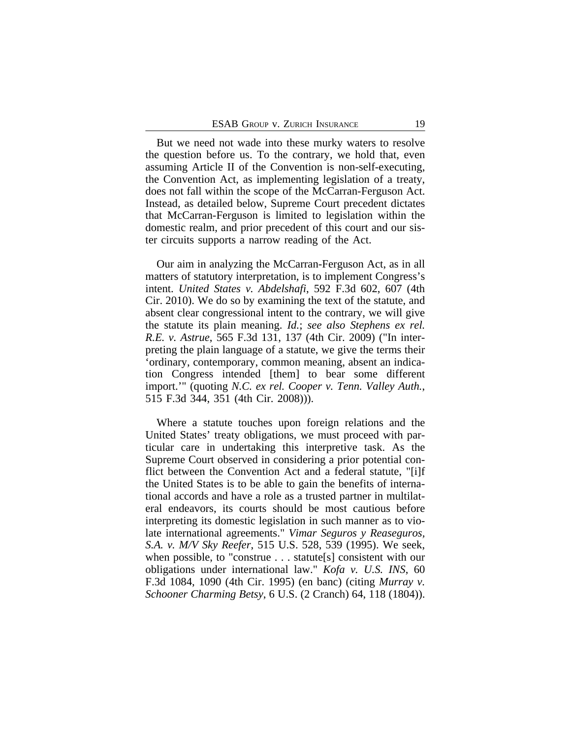But we need not wade into these murky waters to resolve the question before us. To the contrary, we hold that, even assuming Article II of the Convention is non-self-executing, the Convention Act, as implementing legislation of a treaty, does not fall within the scope of the McCarran-Ferguson Act. Instead, as detailed below, Supreme Court precedent dictates that McCarran-Ferguson is limited to legislation within the domestic realm, and prior precedent of this court and our sister circuits supports a narrow reading of the Act.

Our aim in analyzing the McCarran-Ferguson Act, as in all matters of statutory interpretation, is to implement Congress's intent. *United States v. Abdelshafi*, 592 F.3d 602, 607 (4th Cir. 2010). We do so by examining the text of the statute, and absent clear congressional intent to the contrary, we will give the statute its plain meaning. *Id.*; *see also Stephens ex rel. R.E. v. Astrue*, 565 F.3d 131, 137 (4th Cir. 2009) ("In interpreting the plain language of a statute, we give the terms their 'ordinary, contemporary, common meaning, absent an indication Congress intended [them] to bear some different import.'" (quoting *N.C. ex rel. Cooper v. Tenn. Valley Auth.*, 515 F.3d 344, 351 (4th Cir. 2008))).

Where a statute touches upon foreign relations and the United States' treaty obligations, we must proceed with particular care in undertaking this interpretive task. As the Supreme Court observed in considering a prior potential conflict between the Convention Act and a federal statute, "[i]f the United States is to be able to gain the benefits of international accords and have a role as a trusted partner in multilateral endeavors, its courts should be most cautious before interpreting its domestic legislation in such manner as to violate international agreements." *Vimar Seguros y Reaseguros, S.A. v. M/V Sky Reefer*, 515 U.S. 528, 539 (1995). We seek, when possible, to "construe . . . statute[s] consistent with our obligations under international law." *Kofa v. U.S. INS*, 60 F.3d 1084, 1090 (4th Cir. 1995) (en banc) (citing *Murray v. Schooner Charming Betsy*, 6 U.S. (2 Cranch) 64, 118 (1804)).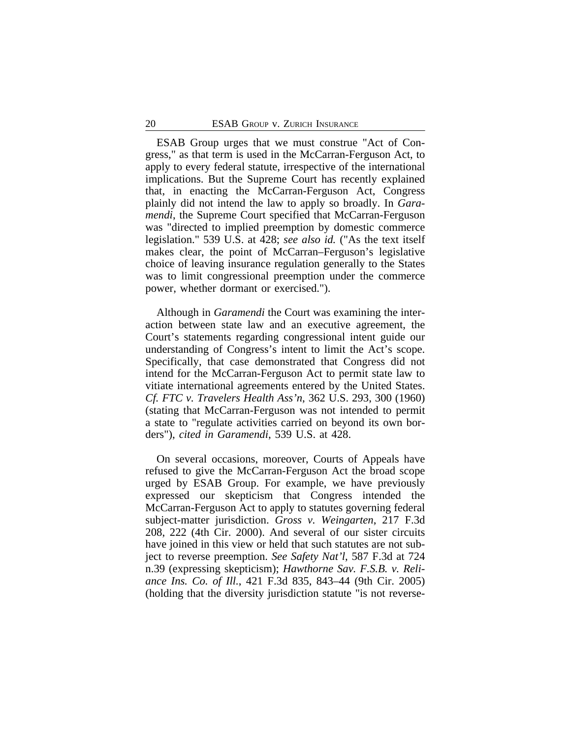ESAB Group urges that we must construe "Act of Congress," as that term is used in the McCarran-Ferguson Act, to apply to every federal statute, irrespective of the international implications. But the Supreme Court has recently explained that, in enacting the McCarran-Ferguson Act, Congress plainly did not intend the law to apply so broadly. In *Garamendi*, the Supreme Court specified that McCarran-Ferguson was "directed to implied preemption by domestic commerce legislation." 539 U.S. at 428; *see also id.* ("As the text itself makes clear, the point of McCarran–Ferguson's legislative choice of leaving insurance regulation generally to the States was to limit congressional preemption under the commerce power, whether dormant or exercised.").

Although in *Garamendi* the Court was examining the interaction between state law and an executive agreement, the Court's statements regarding congressional intent guide our understanding of Congress's intent to limit the Act's scope. Specifically, that case demonstrated that Congress did not intend for the McCarran-Ferguson Act to permit state law to vitiate international agreements entered by the United States. *Cf. FTC v. Travelers Health Ass'n*, 362 U.S. 293, 300 (1960) (stating that McCarran-Ferguson was not intended to permit a state to "regulate activities carried on beyond its own borders"), *cited in Garamendi*, 539 U.S. at 428.

On several occasions, moreover, Courts of Appeals have refused to give the McCarran-Ferguson Act the broad scope urged by ESAB Group. For example, we have previously expressed our skepticism that Congress intended the McCarran-Ferguson Act to apply to statutes governing federal subject-matter jurisdiction. *Gross v. Weingarten*, 217 F.3d 208, 222 (4th Cir. 2000). And several of our sister circuits have joined in this view or held that such statutes are not subject to reverse preemption. *See Safety Nat'l*, 587 F.3d at 724 n.39 (expressing skepticism); *Hawthorne Sav. F.S.B. v. Reliance Ins. Co. of Ill.*, 421 F.3d 835, 843–44 (9th Cir. 2005) (holding that the diversity jurisdiction statute "is not reverse-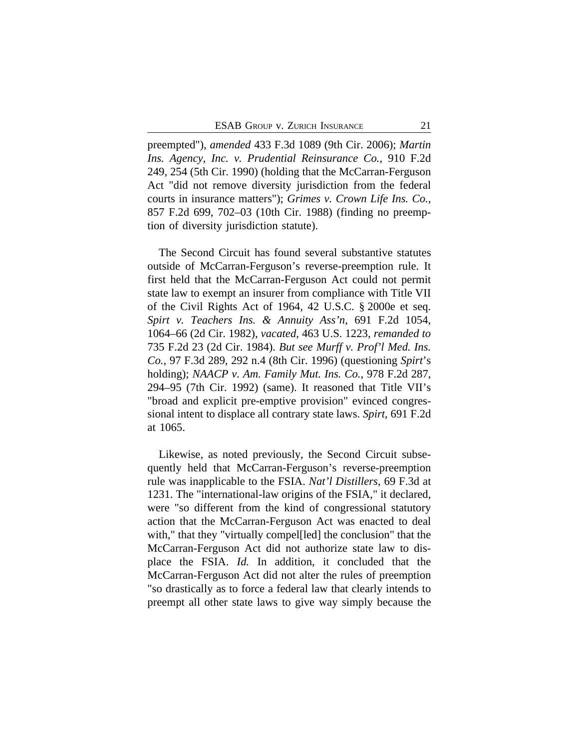preempted"), *amended* 433 F.3d 1089 (9th Cir. 2006); *Martin Ins. Agency, Inc. v. Prudential Reinsurance Co.*, 910 F.2d 249, 254 (5th Cir. 1990) (holding that the McCarran-Ferguson Act "did not remove diversity jurisdiction from the federal courts in insurance matters"); *Grimes v. Crown Life Ins. Co.*, 857 F.2d 699, 702–03 (10th Cir. 1988) (finding no preemption of diversity jurisdiction statute).

The Second Circuit has found several substantive statutes outside of McCarran-Ferguson's reverse-preemption rule. It first held that the McCarran-Ferguson Act could not permit state law to exempt an insurer from compliance with Title VII of the Civil Rights Act of 1964, 42 U.S.C. § 2000e et seq. *Spirt v. Teachers Ins. & Annuity Ass'n*, 691 F.2d 1054, 1064–66 (2d Cir. 1982), *vacated*, 463 U.S. 1223, *remanded to* 735 F.2d 23 (2d Cir. 1984). *But see Murff v. Prof'l Med. Ins. Co.*, 97 F.3d 289, 292 n.4 (8th Cir. 1996) (questioning *Spirt*'s holding); *NAACP v. Am. Family Mut. Ins. Co.*, 978 F.2d 287, 294–95 (7th Cir. 1992) (same). It reasoned that Title VII's "broad and explicit pre-emptive provision" evinced congressional intent to displace all contrary state laws. *Spirt*, 691 F.2d at 1065.

Likewise, as noted previously, the Second Circuit subsequently held that McCarran-Ferguson's reverse-preemption rule was inapplicable to the FSIA. *Nat'l Distillers*, 69 F.3d at 1231. The "international-law origins of the FSIA," it declared, were "so different from the kind of congressional statutory action that the McCarran-Ferguson Act was enacted to deal with," that they "virtually compel[led] the conclusion" that the McCarran-Ferguson Act did not authorize state law to displace the FSIA. *Id.* In addition, it concluded that the McCarran-Ferguson Act did not alter the rules of preemption "so drastically as to force a federal law that clearly intends to preempt all other state laws to give way simply because the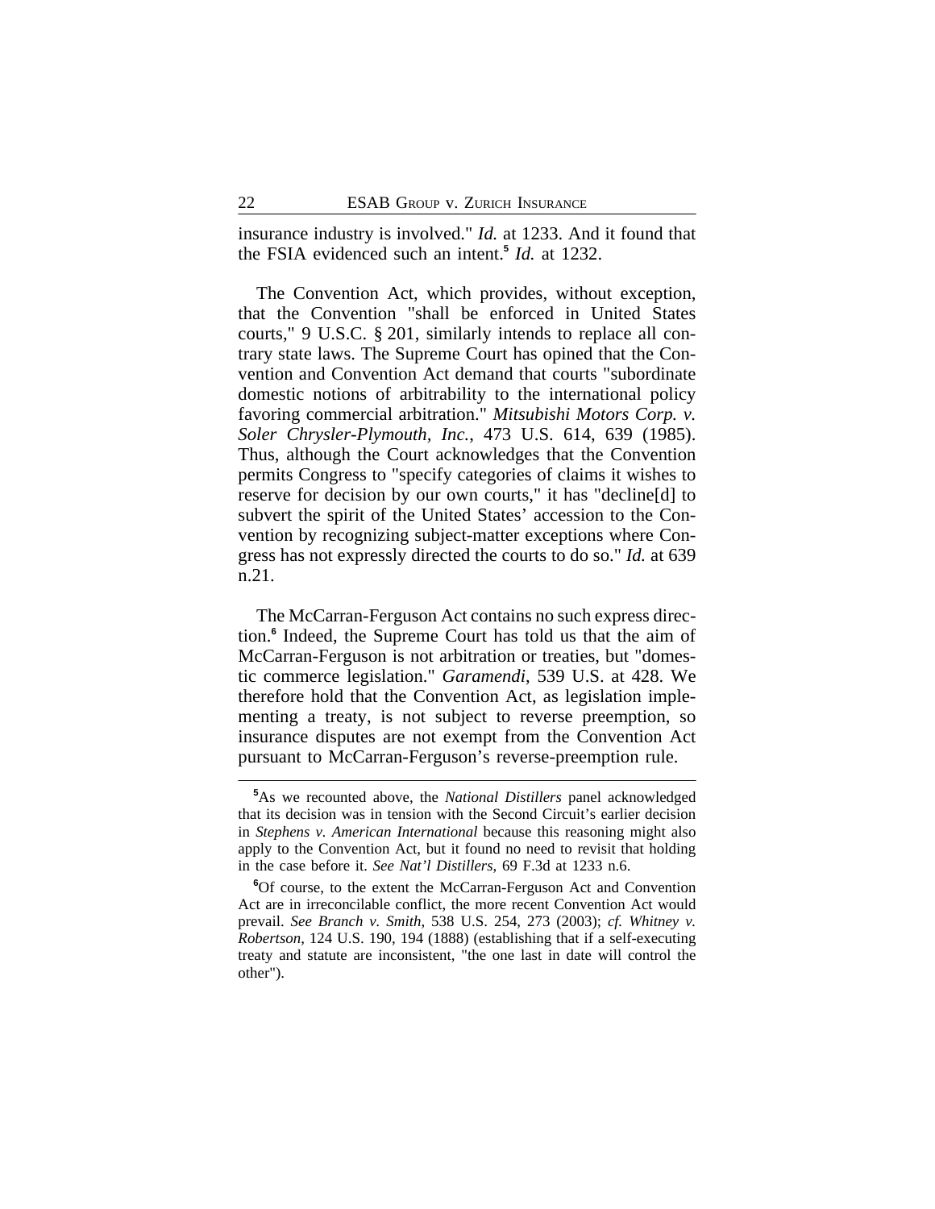insurance industry is involved." *Id.* at 1233. And it found that the FSIA evidenced such an intent.[5] *Id.* at 1232.

The Convention Act, which provides, without exception, that the Convention "shall be enforced in United States courts," 9 U.S.C. § 201, similarly intends to replace all contrary state laws. The Supreme Court has opined that the Convention and Convention Act demand that courts "subordinate domestic notions of arbitrability to the international policy favoring commercial arbitration." *Mitsubishi Motors Corp. v. Soler Chrysler-Plymouth, Inc.*, 473 U.S. 614, 639 (1985). Thus, although the Court acknowledges that the Convention permits Congress to "specify categories of claims it wishes to reserve for decision by our own courts," it has "decline[d] to subvert the spirit of the United States' accession to the Convention by recognizing subject-matter exceptions where Congress has not expressly directed the courts to do so." *Id.* at 639 n.21.

The McCarran-Ferguson Act contains no such express direction.[6] Indeed, the Supreme Court has told us that the aim of McCarran-Ferguson is not arbitration or treaties, but "domestic commerce legislation." *Garamendi*, 539 U.S. at 428. We therefore hold that the Convention Act, as legislation implementing a treaty, is not subject to reverse preemption, so insurance disputes are not exempt from the Convention Act pursuant to McCarran-Ferguson's reverse-preemption rule.

---

[5]As we recounted above, the *National Distillers* panel acknowledged that its decision was in tension with the Second Circuit's earlier decision in *Stephens v. American International* because this reasoning might also apply to the Convention Act, but it found no need to revisit that holding in the case before it. *See Nat'l Distillers*, 69 F.3d at 1233 n.6.

[6]Of course, to the extent the McCarran-Ferguson Act and Convention Act are in irreconcilable conflict, the more recent Convention Act would prevail. *See Branch v. Smith*, 538 U.S. 254, 273 (2003); *cf. Whitney v. Robertson*, 124 U.S. 190, 194 (1888) (establishing that if a self-executing treaty and statute are inconsistent, "the one last in date will control the other").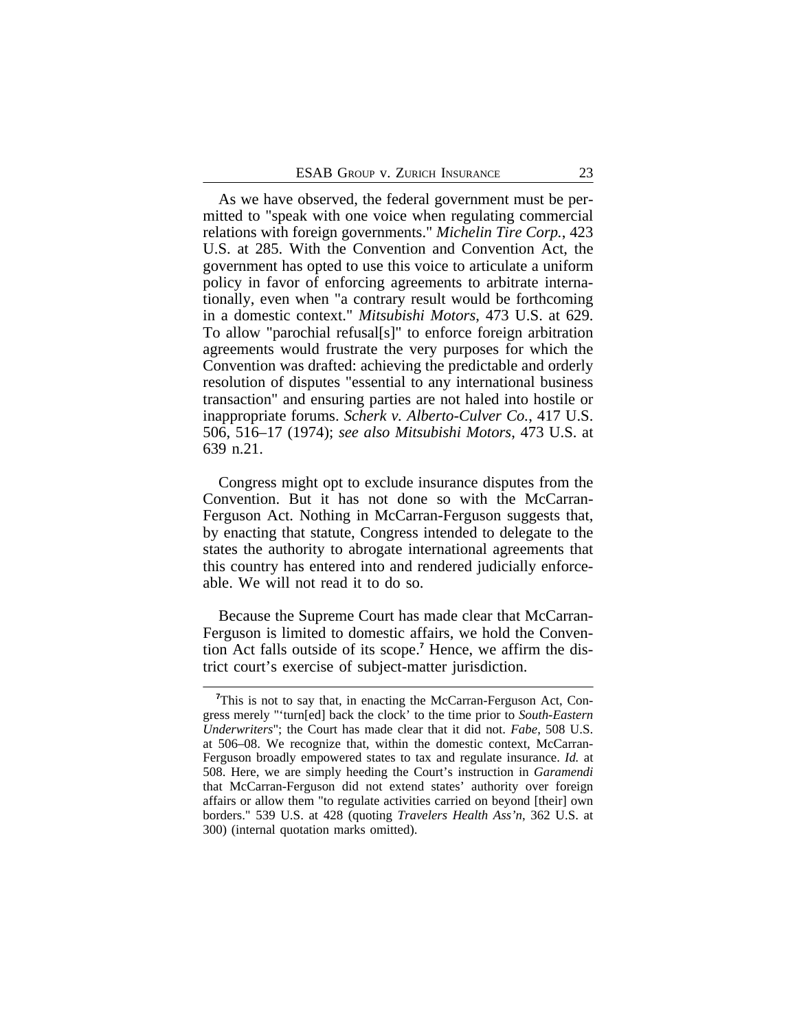As we have observed, the federal government must be permitted to "speak with one voice when regulating commercial relations with foreign governments." *Michelin Tire Corp.*, 423 U.S. at 285. With the Convention and Convention Act, the government has opted to use this voice to articulate a uniform policy in favor of enforcing agreements to arbitrate internationally, even when "a contrary result would be forthcoming in a domestic context." *Mitsubishi Motors*, 473 U.S. at 629. To allow "parochial refusal[s]" to enforce foreign arbitration agreements would frustrate the very purposes for which the Convention was drafted: achieving the predictable and orderly resolution of disputes "essential to any international business transaction" and ensuring parties are not haled into hostile or inappropriate forums. *Scherk v. Alberto-Culver Co.*, 417 U.S. 506, 516–17 (1974); *see also Mitsubishi Motors*, 473 U.S. at 639 n.21.

Congress might opt to exclude insurance disputes from the Convention. But it has not done so with the McCarran-Ferguson Act. Nothing in McCarran-Ferguson suggests that, by enacting that statute, Congress intended to delegate to the states the authority to abrogate international agreements that this country has entered into and rendered judicially enforceable. We will not read it to do so.

Because the Supreme Court has made clear that McCarran-Ferguson is limited to domestic affairs, we hold the Convention Act falls outside of its scope.[7] Hence, we affirm the district court's exercise of subject-matter jurisdiction.

---

[7]This is not to say that, in enacting the McCarran-Ferguson Act, Congress merely "'turn[ed] back the clock' to the time prior to *South-Eastern Underwriters*"; the Court has made clear that it did not. *Fabe*, 508 U.S. at 506–08. We recognize that, within the domestic context, McCarran-Ferguson broadly empowered states to tax and regulate insurance. *Id.* at 508. Here, we are simply heeding the Court's instruction in *Garamendi* that McCarran-Ferguson did not extend states' authority over foreign affairs or allow them "to regulate activities carried on beyond [their] own borders." 539 U.S. at 428 (quoting *Travelers Health Ass'n*, 362 U.S. at 300) (internal quotation marks omitted).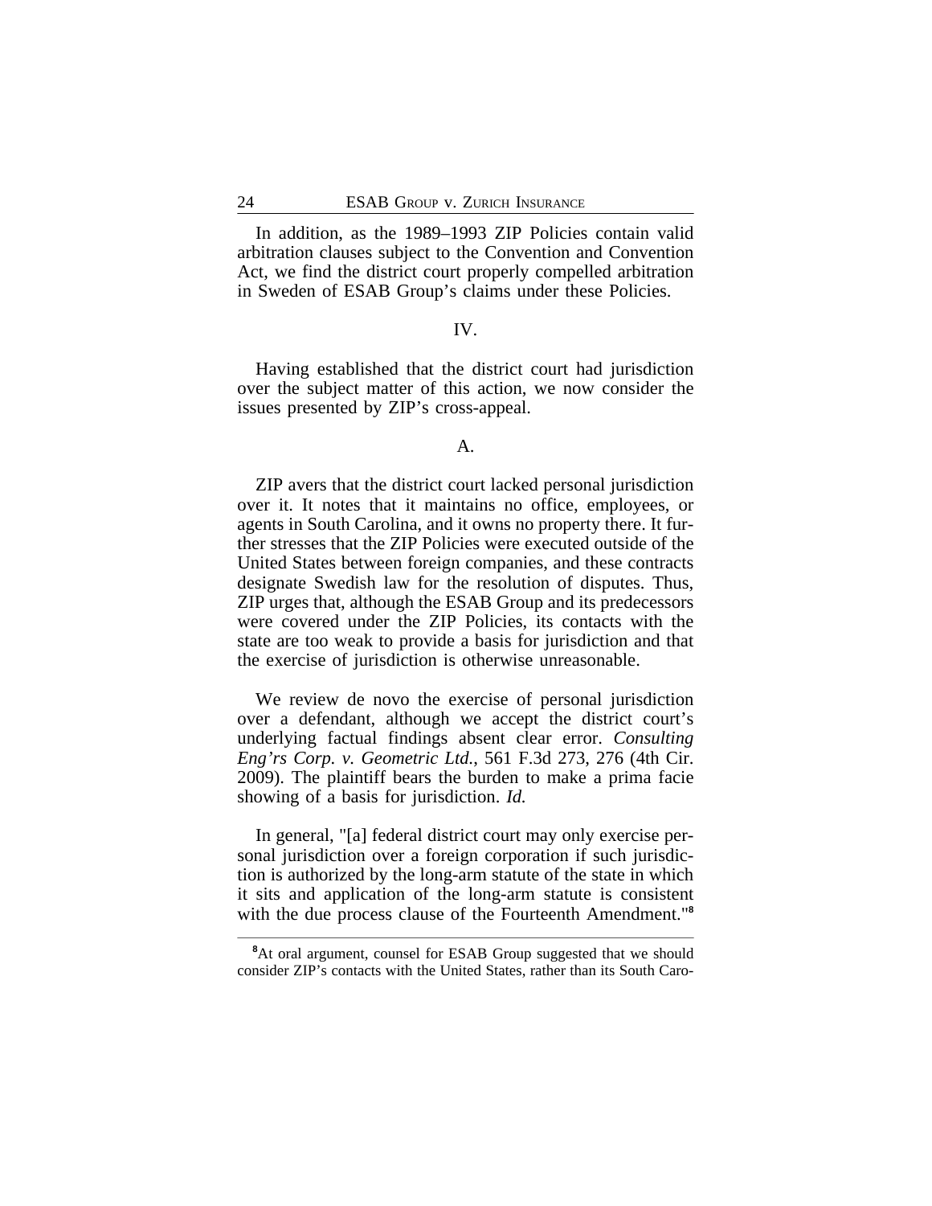In addition, as the 1989–1993 ZIP Policies contain valid arbitration clauses subject to the Convention and Convention Act, we find the district court properly compelled arbitration in Sweden of ESAB Group's claims under these Policies.

## IV.

Having established that the district court had jurisdiction over the subject matter of this action, we now consider the issues presented by ZIP's cross-appeal.

### A.

ZIP avers that the district court lacked personal jurisdiction over it. It notes that it maintains no office, employees, or agents in South Carolina, and it owns no property there. It further stresses that the ZIP Policies were executed outside of the United States between foreign companies, and these contracts designate Swedish law for the resolution of disputes. Thus, ZIP urges that, although the ESAB Group and its predecessors were covered under the ZIP Policies, its contacts with the state are too weak to provide a basis for jurisdiction and that the exercise of jurisdiction is otherwise unreasonable.

We review de novo the exercise of personal jurisdiction over a defendant, although we accept the district court's underlying factual findings absent clear error. *Consulting Eng'rs Corp. v. Geometric Ltd.*, 561 F.3d 273, 276 (4th Cir. 2009). The plaintiff bears the burden to make a prima facie showing of a basis for jurisdiction. *Id.*

In general, "[a] federal district court may only exercise personal jurisdiction over a foreign corporation if such jurisdiction is authorized by the long-arm statute of the state in which it sits and application of the long-arm statute is consistent with the due process clause of the Fourteenth Amendment."[8]

---

[8]At oral argument, counsel for ESAB Group suggested that we should consider ZIP's contacts with the United States, rather than its South Caro-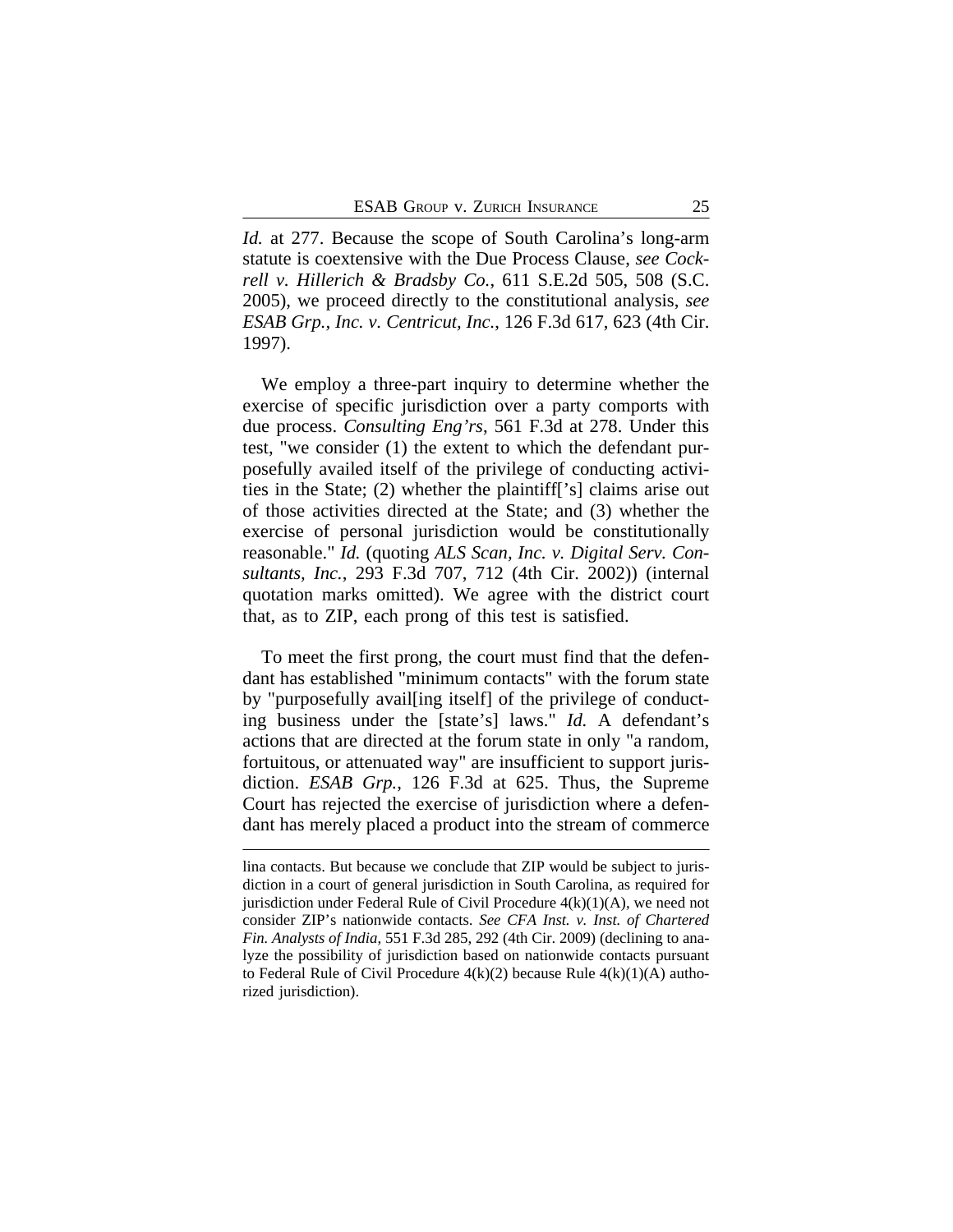*Id.* at 277. Because the scope of South Carolina's long-arm statute is coextensive with the Due Process Clause, *see Cockrell v. Hillerich & Bradsby Co.*, 611 S.E.2d 505, 508 (S.C. 2005), we proceed directly to the constitutional analysis, *see ESAB Grp., Inc. v. Centricut, Inc.*, 126 F.3d 617, 623 (4th Cir. 1997).

We employ a three-part inquiry to determine whether the exercise of specific jurisdiction over a party comports with due process. *Consulting Eng'rs*, 561 F.3d at 278. Under this test, "we consider (1) the extent to which the defendant purposefully availed itself of the privilege of conducting activities in the State; (2) whether the plaintiff['s] claims arise out of those activities directed at the State; and (3) whether the exercise of personal jurisdiction would be constitutionally reasonable." *Id.* (quoting *ALS Scan, Inc. v. Digital Serv. Consultants, Inc.*, 293 F.3d 707, 712 (4th Cir. 2002)) (internal quotation marks omitted). We agree with the district court that, as to ZIP, each prong of this test is satisfied.

To meet the first prong, the court must find that the defendant has established "minimum contacts" with the forum state by "purposefully avail[ing itself] of the privilege of conducting business under the [state's] laws." *Id.* A defendant's actions that are directed at the forum state in only "a random, fortuitous, or attenuated way" are insufficient to support jurisdiction. *ESAB Grp.*, 126 F.3d at 625. Thus, the Supreme Court has rejected the exercise of jurisdiction where a defendant has merely placed a product into the stream of commerce

lina contacts. But because we conclude that ZIP would be subject to jurisdiction in a court of general jurisdiction in South Carolina, as required for jurisdiction under Federal Rule of Civil Procedure 4(k)(1)(A), we need not consider ZIP's nationwide contacts. *See CFA Inst. v. Inst. of Chartered Fin. Analysts of India*, 551 F.3d 285, 292 (4th Cir. 2009) (declining to analyze the possibility of jurisdiction based on nationwide contacts pursuant to Federal Rule of Civil Procedure 4(k)(2) because Rule 4(k)(1)(A) authorized jurisdiction).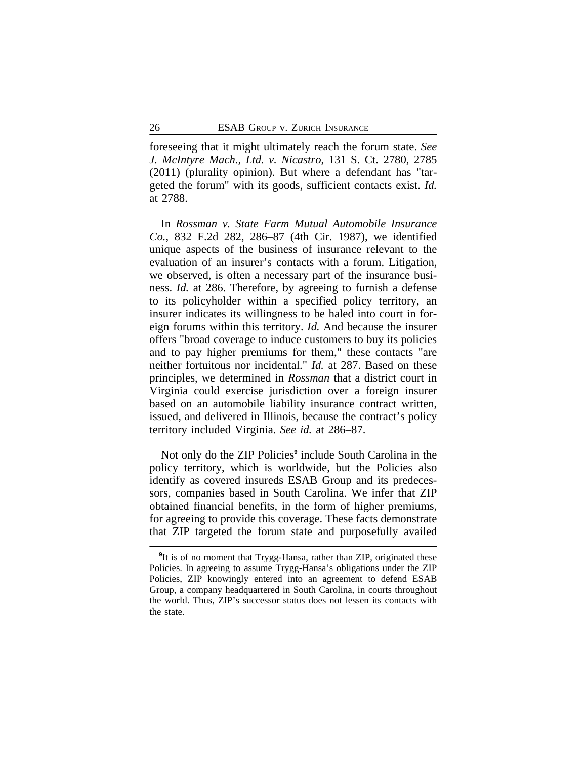foreseeing that it might ultimately reach the forum state. *See J. McIntyre Mach., Ltd. v. Nicastro*, 131 S. Ct. 2780, 2785 (2011) (plurality opinion). But where a defendant has "targeted the forum" with its goods, sufficient contacts exist. *Id.* at 2788.

In *Rossman v. State Farm Mutual Automobile Insurance Co.*, 832 F.2d 282, 286–87 (4th Cir. 1987), we identified unique aspects of the business of insurance relevant to the evaluation of an insurer's contacts with a forum. Litigation, we observed, is often a necessary part of the insurance business. *Id.* at 286. Therefore, by agreeing to furnish a defense to its policyholder within a specified policy territory, an insurer indicates its willingness to be haled into court in foreign forums within this territory. *Id.* And because the insurer offers "broad coverage to induce customers to buy its policies and to pay higher premiums for them," these contacts "are neither fortuitous nor incidental." *Id.* at 287. Based on these principles, we determined in *Rossman* that a district court in Virginia could exercise jurisdiction over a foreign insurer based on an automobile liability insurance contract written, issued, and delivered in Illinois, because the contract's policy territory included Virginia. *See id.* at 286–87.

Not only do the ZIP Policies[9] include South Carolina in the policy territory, which is worldwide, but the Policies also identify as covered insureds ESAB Group and its predecessors, companies based in South Carolina. We infer that ZIP obtained financial benefits, in the form of higher premiums, for agreeing to provide this coverage. These facts demonstrate that ZIP targeted the forum state and purposefully availed

[9]It is of no moment that Trygg-Hansa, rather than ZIP, originated these Policies. In agreeing to assume Trygg-Hansa's obligations under the ZIP Policies, ZIP knowingly entered into an agreement to defend ESAB Group, a company headquartered in South Carolina, in courts throughout the world. Thus, ZIP's successor status does not lessen its contacts with the state.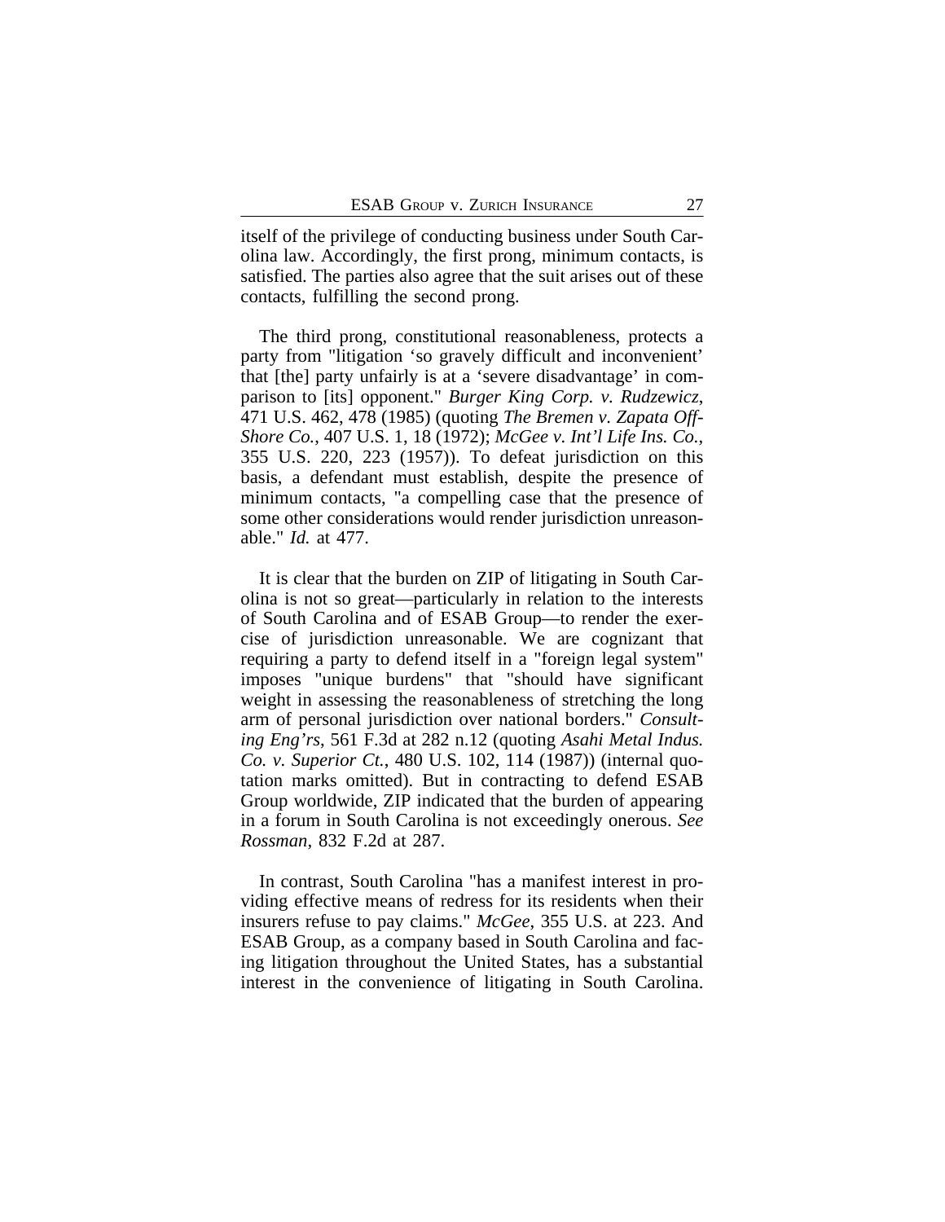itself of the privilege of conducting business under South Carolina law. Accordingly, the first prong, minimum contacts, is satisfied. The parties also agree that the suit arises out of these contacts, fulfilling the second prong.

The third prong, constitutional reasonableness, protects a party from "litigation 'so gravely difficult and inconvenient' that [the] party unfairly is at a 'severe disadvantage' in comparison to [its] opponent." *Burger King Corp. v. Rudzewicz*, 471 U.S. 462, 478 (1985) (quoting *The Bremen v. Zapata Off-Shore Co.*, 407 U.S. 1, 18 (1972); *McGee v. Int'l Life Ins. Co.*, 355 U.S. 220, 223 (1957)). To defeat jurisdiction on this basis, a defendant must establish, despite the presence of minimum contacts, "a compelling case that the presence of some other considerations would render jurisdiction unreasonable." *Id.* at 477.

It is clear that the burden on ZIP of litigating in South Carolina is not so great—particularly in relation to the interests of South Carolina and of ESAB Group—to render the exercise of jurisdiction unreasonable. We are cognizant that requiring a party to defend itself in a "foreign legal system" imposes "unique burdens" that "should have significant weight in assessing the reasonableness of stretching the long arm of personal jurisdiction over national borders." *Consulting Eng'rs*, 561 F.3d at 282 n.12 (quoting *Asahi Metal Indus. Co. v. Superior Ct.*, 480 U.S. 102, 114 (1987)) (internal quotation marks omitted). But in contracting to defend ESAB Group worldwide, ZIP indicated that the burden of appearing in a forum in South Carolina is not exceedingly onerous. *See Rossman*, 832 F.2d at 287.

In contrast, South Carolina "has a manifest interest in providing effective means of redress for its residents when their insurers refuse to pay claims." *McGee*, 355 U.S. at 223. And ESAB Group, as a company based in South Carolina and facing litigation throughout the United States, has a substantial interest in the convenience of litigating in South Carolina.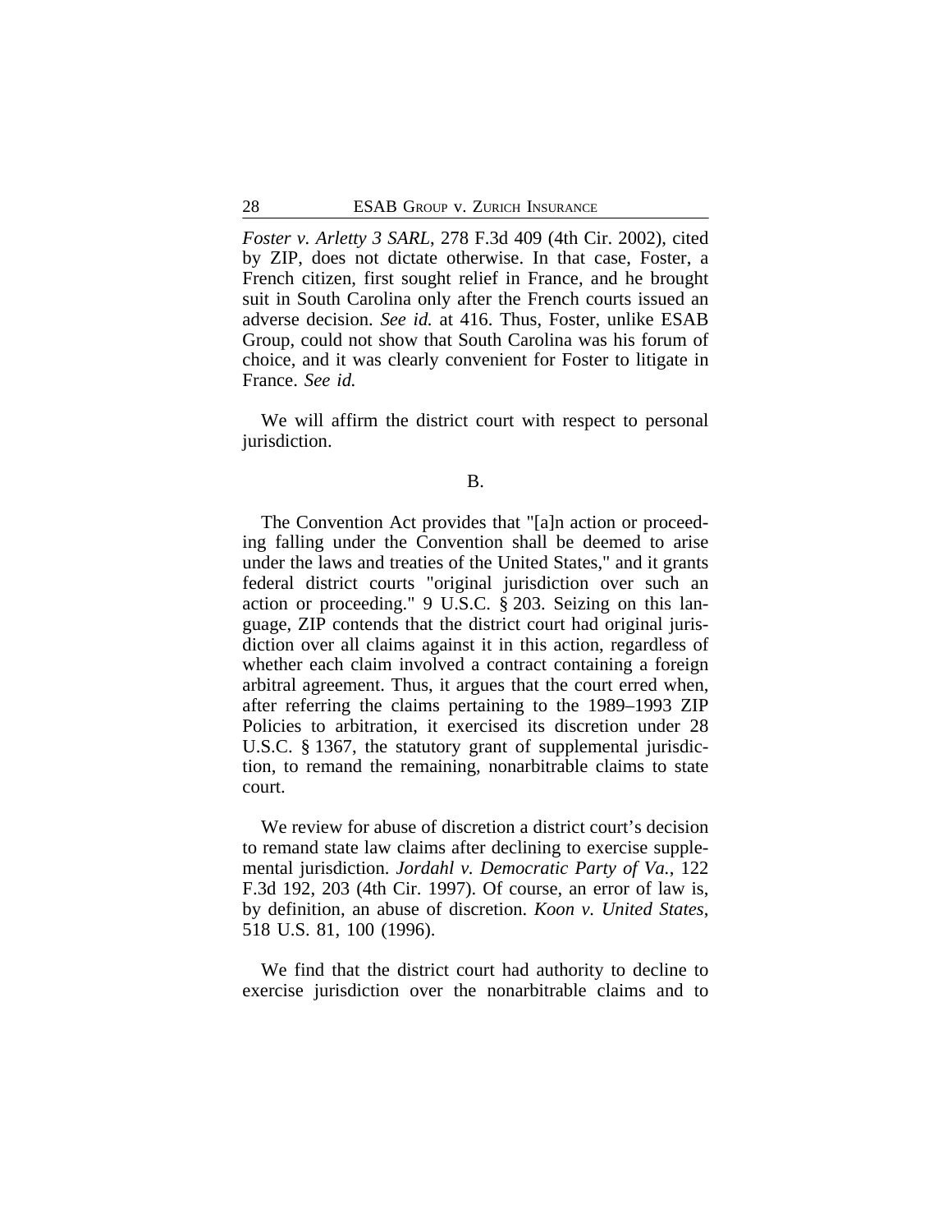*Foster v. Arletty 3 SARL*, 278 F.3d 409 (4th Cir. 2002), cited by ZIP, does not dictate otherwise. In that case, Foster, a French citizen, first sought relief in France, and he brought suit in South Carolina only after the French courts issued an adverse decision. *See id.* at 416. Thus, Foster, unlike ESAB Group, could not show that South Carolina was his forum of choice, and it was clearly convenient for Foster to litigate in France. *See id.*

We will affirm the district court with respect to personal jurisdiction.

B.

The Convention Act provides that "[a]n action or proceeding falling under the Convention shall be deemed to arise under the laws and treaties of the United States," and it grants federal district courts "original jurisdiction over such an action or proceeding." 9 U.S.C. § 203. Seizing on this language, ZIP contends that the district court had original jurisdiction over all claims against it in this action, regardless of whether each claim involved a contract containing a foreign arbitral agreement. Thus, it argues that the court erred when, after referring the claims pertaining to the 1989–1993 ZIP Policies to arbitration, it exercised its discretion under 28 U.S.C. § 1367, the statutory grant of supplemental jurisdiction, to remand the remaining, nonarbitrable claims to state court.

We review for abuse of discretion a district court's decision to remand state law claims after declining to exercise supplemental jurisdiction. *Jordahl v. Democratic Party of Va.*, 122 F.3d 192, 203 (4th Cir. 1997). Of course, an error of law is, by definition, an abuse of discretion. *Koon v. United States*, 518 U.S. 81, 100 (1996).

We find that the district court had authority to decline to exercise jurisdiction over the nonarbitrable claims and to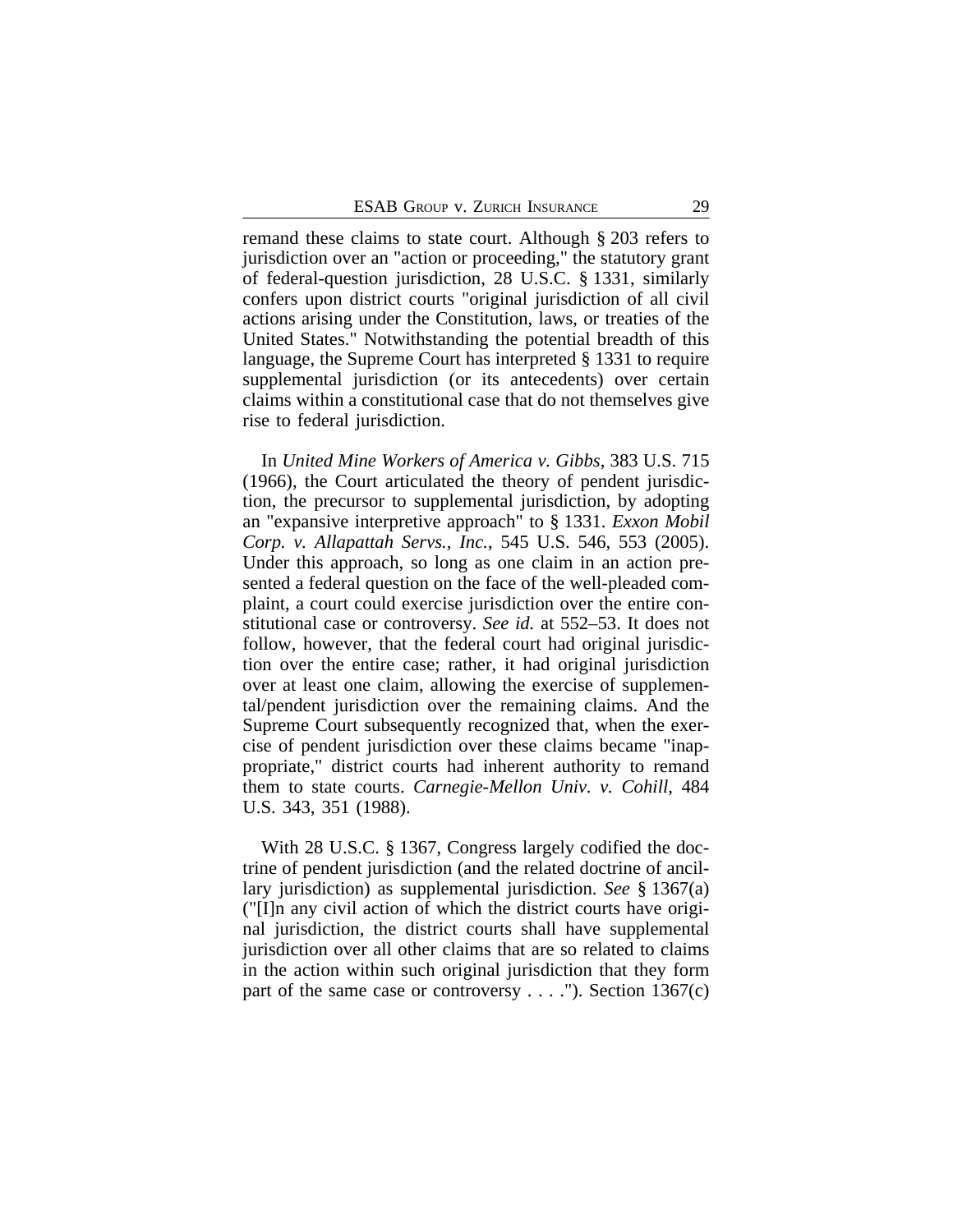remand these claims to state court. Although § 203 refers to jurisdiction over an "action or proceeding," the statutory grant of federal-question jurisdiction, 28 U.S.C. § 1331, similarly confers upon district courts "original jurisdiction of all civil actions arising under the Constitution, laws, or treaties of the United States." Notwithstanding the potential breadth of this language, the Supreme Court has interpreted § 1331 to require supplemental jurisdiction (or its antecedents) over certain claims within a constitutional case that do not themselves give rise to federal jurisdiction.

In *United Mine Workers of America v. Gibbs*, 383 U.S. 715 (1966), the Court articulated the theory of pendent jurisdiction, the precursor to supplemental jurisdiction, by adopting an "expansive interpretive approach" to § 1331. *Exxon Mobil Corp. v. Allapattah Servs., Inc.*, 545 U.S. 546, 553 (2005). Under this approach, so long as one claim in an action presented a federal question on the face of the well-pleaded complaint, a court could exercise jurisdiction over the entire constitutional case or controversy. *See id.* at 552–53. It does not follow, however, that the federal court had original jurisdiction over the entire case; rather, it had original jurisdiction over at least one claim, allowing the exercise of supplemental/pendent jurisdiction over the remaining claims. And the Supreme Court subsequently recognized that, when the exercise of pendent jurisdiction over these claims became "inappropriate," district courts had inherent authority to remand them to state courts. *Carnegie-Mellon Univ. v. Cohill*, 484 U.S. 343, 351 (1988).

With 28 U.S.C. § 1367, Congress largely codified the doctrine of pendent jurisdiction (and the related doctrine of ancillary jurisdiction) as supplemental jurisdiction. *See* § 1367(a) ("[I]n any civil action of which the district courts have original jurisdiction, the district courts shall have supplemental jurisdiction over all other claims that are so related to claims in the action within such original jurisdiction that they form part of the same case or controversy . . . ."). Section 1367(c)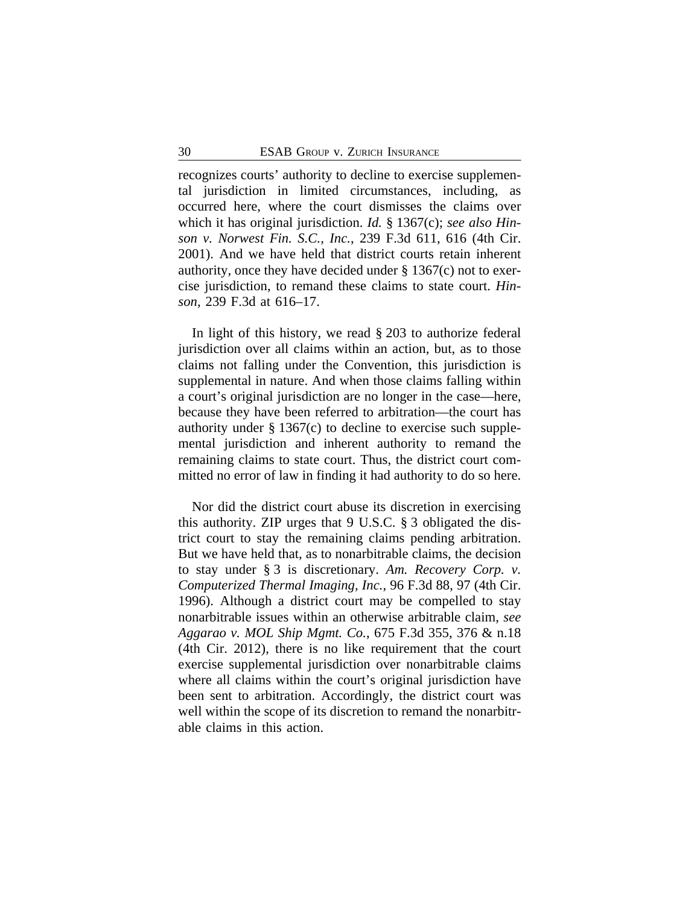recognizes courts' authority to decline to exercise supplemental jurisdiction in limited circumstances, including, as occurred here, where the court dismisses the claims over which it has original jurisdiction. *Id.* § 1367(c); *see also Hinson v. Norwest Fin. S.C., Inc.*, 239 F.3d 611, 616 (4th Cir. 2001). And we have held that district courts retain inherent authority, once they have decided under § 1367(c) not to exercise jurisdiction, to remand these claims to state court. *Hinson*, 239 F.3d at 616–17.

In light of this history, we read § 203 to authorize federal jurisdiction over all claims within an action, but, as to those claims not falling under the Convention, this jurisdiction is supplemental in nature. And when those claims falling within a court's original jurisdiction are no longer in the case—here, because they have been referred to arbitration—the court has authority under § 1367(c) to decline to exercise such supplemental jurisdiction and inherent authority to remand the remaining claims to state court. Thus, the district court committed no error of law in finding it had authority to do so here.

Nor did the district court abuse its discretion in exercising this authority. ZIP urges that 9 U.S.C. § 3 obligated the district court to stay the remaining claims pending arbitration. But we have held that, as to nonarbitrable claims, the decision to stay under § 3 is discretionary. *Am. Recovery Corp. v. Computerized Thermal Imaging, Inc.*, 96 F.3d 88, 97 (4th Cir. 1996). Although a district court may be compelled to stay nonarbitrable issues within an otherwise arbitrable claim, *see Aggarao v. MOL Ship Mgmt. Co.*, 675 F.3d 355, 376 & n.18 (4th Cir. 2012), there is no like requirement that the court exercise supplemental jurisdiction over nonarbitrable claims where all claims within the court's original jurisdiction have been sent to arbitration. Accordingly, the district court was well within the scope of its discretion to remand the nonarbitrable claims in this action.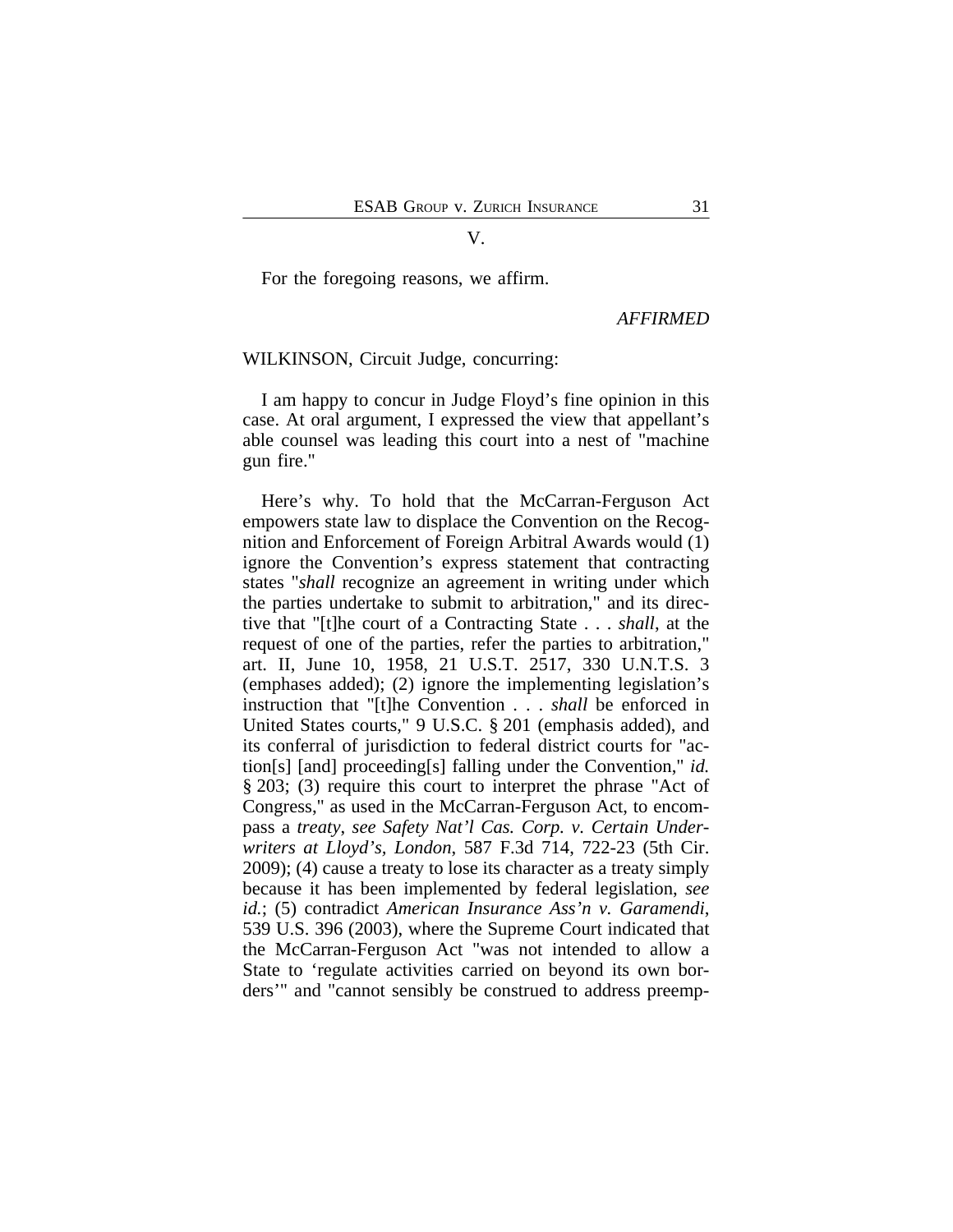V.

For the foregoing reasons, we affirm.

*AFFIRMED*

WILKINSON, Circuit Judge, concurring:

I am happy to concur in Judge Floyd's fine opinion in this case. At oral argument, I expressed the view that appellant's able counsel was leading this court into a nest of "machine gun fire."

Here's why. To hold that the McCarran-Ferguson Act empowers state law to displace the Convention on the Recognition and Enforcement of Foreign Arbitral Awards would (1) ignore the Convention's express statement that contracting states "*shall* recognize an agreement in writing under which the parties undertake to submit to arbitration," and its directive that "[t]he court of a Contracting State . . . *shall*, at the request of one of the parties, refer the parties to arbitration," art. II, June 10, 1958, 21 U.S.T. 2517, 330 U.N.T.S. 3 (emphases added); (2) ignore the implementing legislation's instruction that "[t]he Convention . . . *shall* be enforced in United States courts," 9 U.S.C. § 201 (emphasis added), and its conferral of jurisdiction to federal district courts for "action[s] [and] proceeding[s] falling under the Convention," *id.* § 203; (3) require this court to interpret the phrase "Act of Congress," as used in the McCarran-Ferguson Act, to encompass a *treaty*, *see Safety Nat'l Cas. Corp. v. Certain Underwriters at Lloyd's, London*, 587 F.3d 714, 722-23 (5th Cir. 2009); (4) cause a treaty to lose its character as a treaty simply because it has been implemented by federal legislation, *see id.*; (5) contradict *American Insurance Ass'n v. Garamendi*, 539 U.S. 396 (2003), where the Supreme Court indicated that the McCarran-Ferguson Act "was not intended to allow a State to 'regulate activities carried on beyond its own borders'" and "cannot sensibly be construed to address preemp-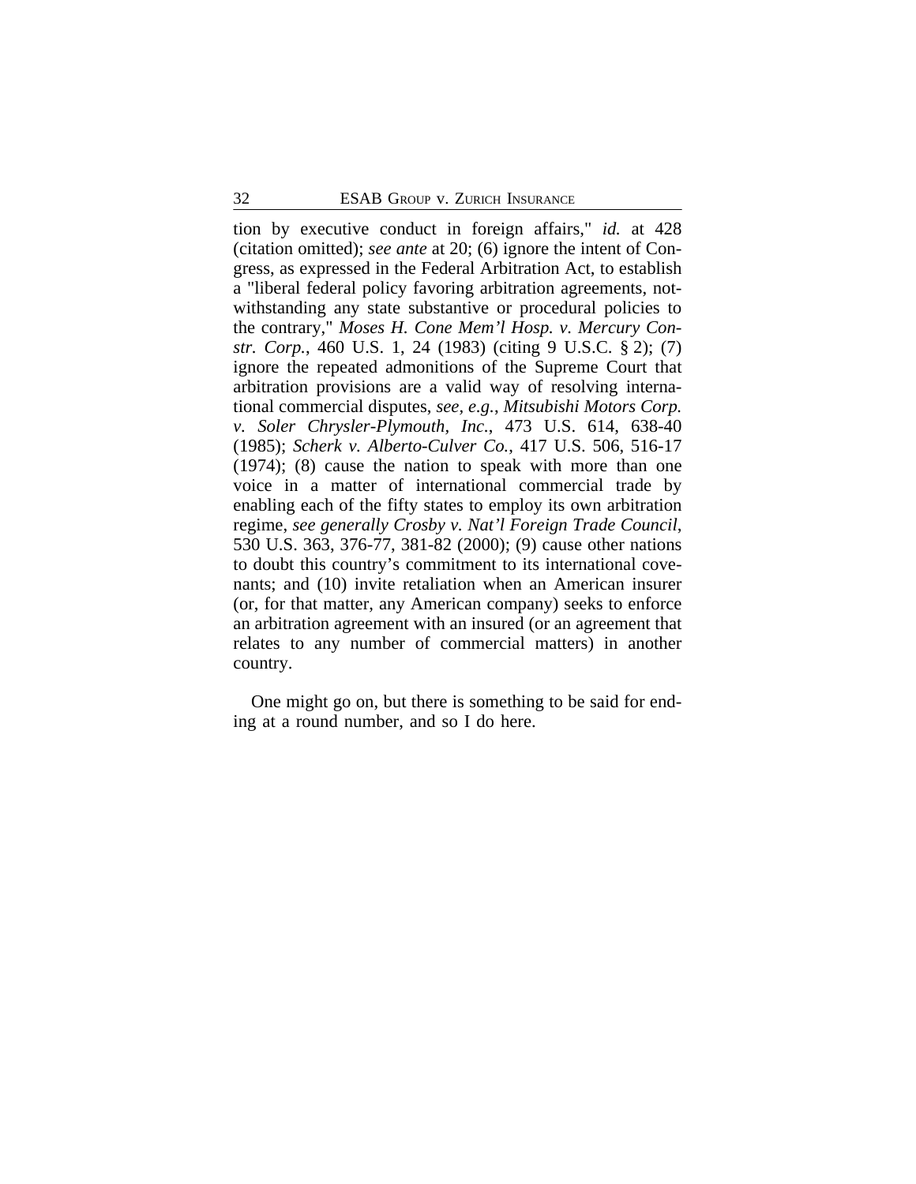tion by executive conduct in foreign affairs," *id.* at 428 (citation omitted); *see ante* at 20; (6) ignore the intent of Congress, as expressed in the Federal Arbitration Act, to establish a "liberal federal policy favoring arbitration agreements, notwithstanding any state substantive or procedural policies to the contrary," *Moses H. Cone Mem'l Hosp. v. Mercury Constr. Corp.*, 460 U.S. 1, 24 (1983) (citing 9 U.S.C. § 2); (7) ignore the repeated admonitions of the Supreme Court that arbitration provisions are a valid way of resolving international commercial disputes, *see, e.g.*, *Mitsubishi Motors Corp. v. Soler Chrysler-Plymouth, Inc.*, 473 U.S. 614, 638-40 (1985); *Scherk v. Alberto-Culver Co.*, 417 U.S. 506, 516-17 (1974); (8) cause the nation to speak with more than one voice in a matter of international commercial trade by enabling each of the fifty states to employ its own arbitration regime, *see generally Crosby v. Nat'l Foreign Trade Council*, 530 U.S. 363, 376-77, 381-82 (2000); (9) cause other nations to doubt this country's commitment to its international covenants; and (10) invite retaliation when an American insurer (or, for that matter, any American company) seeks to enforce an arbitration agreement with an insured (or an agreement that relates to any number of commercial matters) in another country.

One might go on, but there is something to be said for ending at a round number, and so I do here.